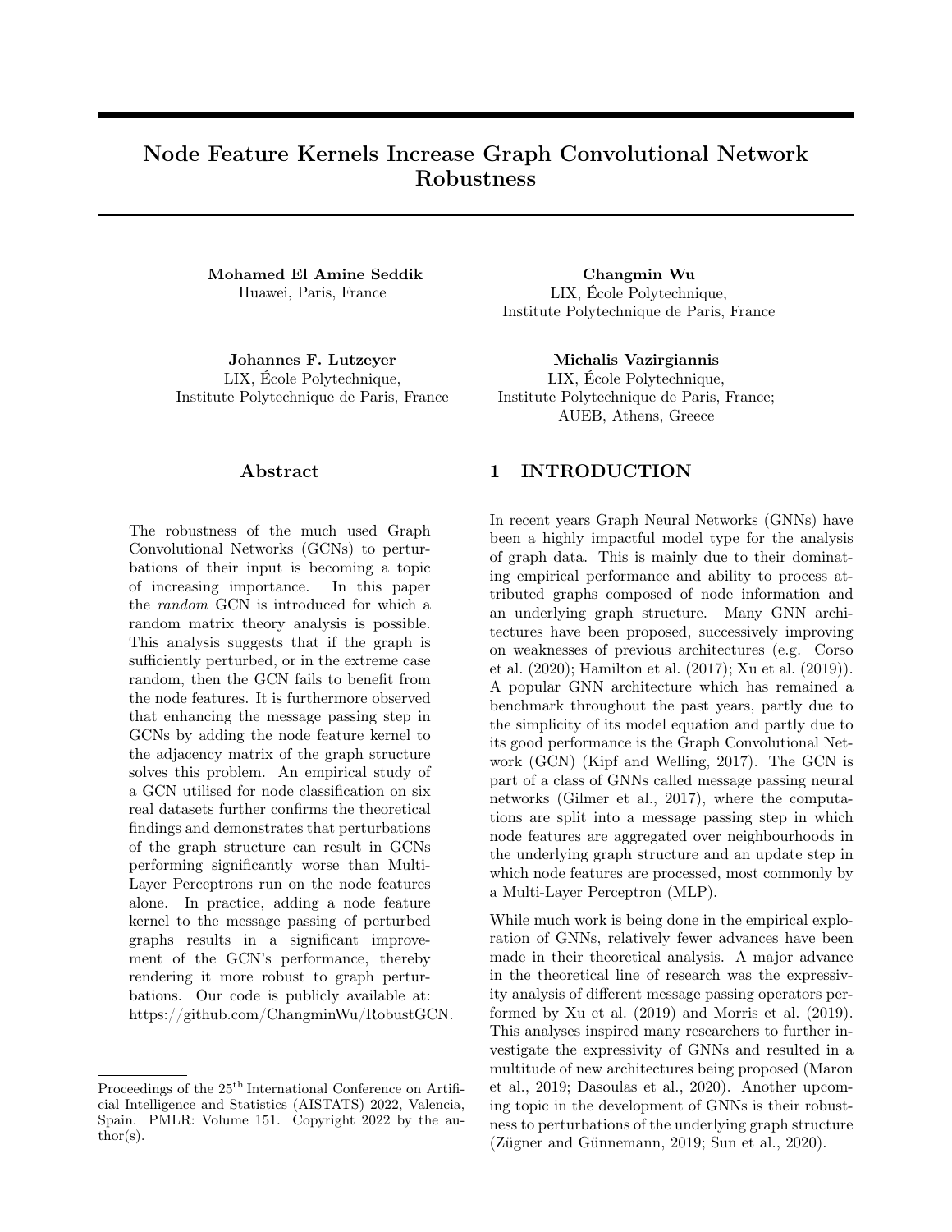# Node Feature Kernels Increase Graph Convolutional Network Robustness

**Mohamed El Amine Seddik**
Huawei, Paris, France

**Changmin Wu**
LIX, École Polytechnique,
Institute Polytechnique de Paris, France

**Johannes F. Lutzeyer**
LIX, École Polytechnique,
Institute Polytechnique de Paris, France

**Michalis Vazirgiannis**
LIX, École Polytechnique,
Institute Polytechnique de Paris, France;
AUEB, Athens, Greece

## Abstract

The robustness of the much used Graph Convolutional Networks (GCNs) to perturbations of their input is becoming a topic of increasing importance. In this paper the *random* GCN is introduced for which a random matrix theory analysis is possible. This analysis suggests that if the graph is sufficiently perturbed, or in the extreme case random, then the GCN fails to benefit from the node features. It is furthermore observed that enhancing the message passing step in GCNs by adding the node feature kernel to the adjacency matrix of the graph structure solves this problem. An empirical study of a GCN utilised for node classification on six real datasets further confirms the theoretical findings and demonstrates that perturbations of the graph structure can result in GCNs performing significantly worse than Multi-Layer Perceptrons run on the node features alone. In practice, adding a node feature kernel to the message passing of perturbed graphs results in a significant improvement of the GCN's performance, thereby rendering it more robust to graph perturbations. Our code is publicly available at: https://github.com/ChangminWu/RobustGCN.

## 1 INTRODUCTION

In recent years Graph Neural Networks (GNNs) have been a highly impactful model type for the analysis of graph data. This is mainly due to their dominating empirical performance and ability to process attributed graphs composed of node information and an underlying graph structure. Many GNN architectures have been proposed, successively improving on weaknesses of previous architectures (e.g. Corso et al. (2020); Hamilton et al. (2017); Xu et al. (2019)). A popular GNN architecture which has remained a benchmark throughout the past years, partly due to the simplicity of its model equation and partly due to its good performance is the Graph Convolutional Network (GCN) (Kipf and Welling, 2017). The GCN is part of a class of GNNs called message passing neural networks (Gilmer et al., 2017), where the computations are split into a message passing step in which node features are aggregated over neighbourhoods in the underlying graph structure and an update step in which node features are processed, most commonly by a Multi-Layer Perceptron (MLP).

While much work is being done in the empirical exploration of GNNs, relatively fewer advances have been made in their theoretical analysis. A major advance in the theoretical line of research was the expressivity analysis of different message passing operators performed by Xu et al. (2019) and Morris et al. (2019). This analyses inspired many researchers to further investigate the expressivity of GNNs and resulted in a multitude of new architectures being proposed (Maron et al., 2019; Dasoulas et al., 2020). Another upcoming topic in the development of GNNs is their robustness to perturbations of the underlying graph structure (Zügner and Günnemann, 2019; Sun et al., 2020).

Proceedings of the 25th International Conference on Artificial Intelligence and Statistics (AISTATS) 2022, Valencia, Spain. PMLR: Volume 151. Copyright 2022 by the author(s).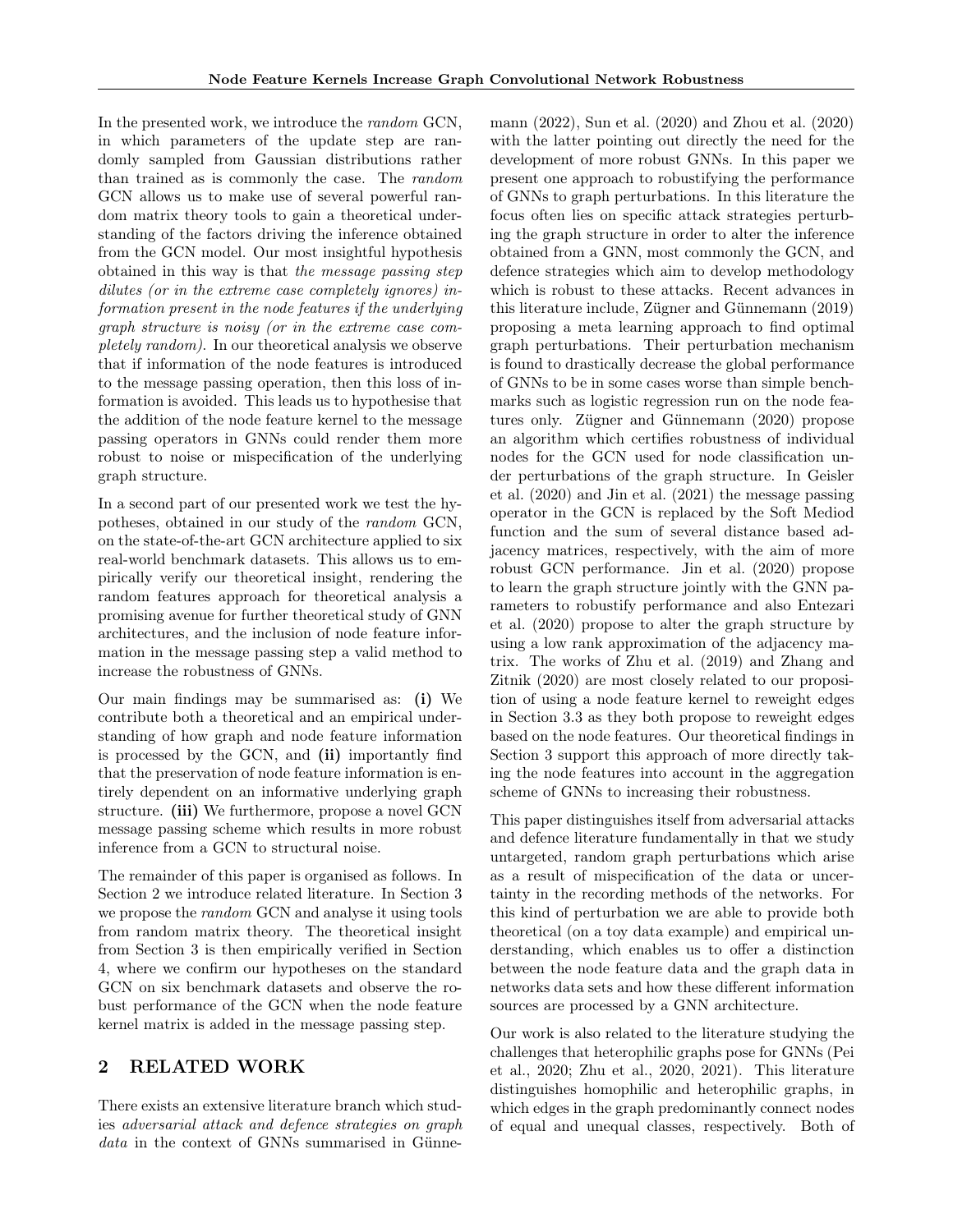In the presented work, we introduce the *random* GCN, in which parameters of the update step are randomly sampled from Gaussian distributions rather than trained as is commonly the case. The *random* GCN allows us to make use of several powerful random matrix theory tools to gain a theoretical understanding of the factors driving the inference obtained from the GCN model. Our most insightful hypothesis obtained in this way is that *the message passing step dilutes (or in the extreme case completely ignores) information present in the node features if the underlying graph structure is noisy (or in the extreme case completely random)*. In our theoretical analysis we observe that if information of the node features is introduced to the message passing operation, then this loss of information is avoided. This leads us to hypothesise that the addition of the node feature kernel to the message passing operators in GNNs could render them more robust to noise or mispecification of the underlying graph structure.

In a second part of our presented work we test the hypotheses, obtained in our study of the *random* GCN, on the state-of-the-art GCN architecture applied to six real-world benchmark datasets. This allows us to empirically verify our theoretical insight, rendering the random features approach for theoretical analysis a promising avenue for further theoretical study of GNN architectures, and the inclusion of node feature information in the message passing step a valid method to increase the robustness of GNNs.

Our main findings may be summarised as: **(i)** We contribute both a theoretical and an empirical understanding of how graph and node feature information is processed by the GCN, and **(ii)** importantly find that the preservation of node feature information is entirely dependent on an informative underlying graph structure. **(iii)** We furthermore, propose a novel GCN message passing scheme which results in more robust inference from a GCN to structural noise.

The remainder of this paper is organised as follows. In Section 2 we introduce related literature. In Section 3 we propose the *random* GCN and analyse it using tools from random matrix theory. The theoretical insight from Section 3 is then empirically verified in Section 4, where we confirm our hypotheses on the standard GCN on six benchmark datasets and observe the robust performance of the GCN when the node feature kernel matrix is added in the message passing step.

## 2 RELATED WORK

There exists an extensive literature branch which studies *adversarial attack and defence strategies on graph data* in the context of GNNs summarised in Günnemann (2022), Sun et al. (2020) and Zhou et al. (2020) with the latter pointing out directly the need for the development of more robust GNNs. In this paper we present one approach to robustifying the performance of GNNs to graph perturbations. In this literature the focus often lies on specific attack strategies perturbing the graph structure in order to alter the inference obtained from a GNN, most commonly the GCN, and defence strategies which aim to develop methodology which is robust to these attacks. Recent advances in this literature include, Zügner and Günnemann (2019) proposing a meta learning approach to find optimal graph perturbations. Their perturbation mechanism is found to drastically decrease the global performance of GNNs to be in some cases worse than simple benchmarks such as logistic regression run on the node features only. Zügner and Günnemann (2020) propose an algorithm which certifies robustness of individual nodes for the GCN used for node classification under perturbations of the graph structure. In Geisler et al. (2020) and Jin et al. (2021) the message passing operator in the GCN is replaced by the Soft Mediod function and the sum of several distance based adjacency matrices, respectively, with the aim of more robust GCN performance. Jin et al. (2020) propose to learn the graph structure jointly with the GNN parameters to robustify performance and also Entezari et al. (2020) propose to alter the graph structure by using a low rank approximation of the adjacency matrix. The works of Zhu et al. (2019) and Zhang and Zitnik (2020) are most closely related to our proposition of using a node feature kernel to reweight edges in Section 3.3 as they both propose to reweight edges based on the node features. Our theoretical findings in Section 3 support this approach of more directly taking the node features into account in the aggregation scheme of GNNs to increasing their robustness.

This paper distinguishes itself from adversarial attacks and defence literature fundamentally in that we study untargeted, random graph perturbations which arise as a result of mispecification of the data or uncertainty in the recording methods of the networks. For this kind of perturbation we are able to provide both theoretical (on a toy data example) and empirical understanding, which enables us to offer a distinction between the node feature data and the graph data in networks data sets and how these different information sources are processed by a GNN architecture.

Our work is also related to the literature studying the challenges that heterophilic graphs pose for GNNs (Pei et al., 2020; Zhu et al., 2020, 2021). This literature distinguishes homophilic and heterophilic graphs, in which edges in the graph predominantly connect nodes of equal and unequal classes, respectively. Both of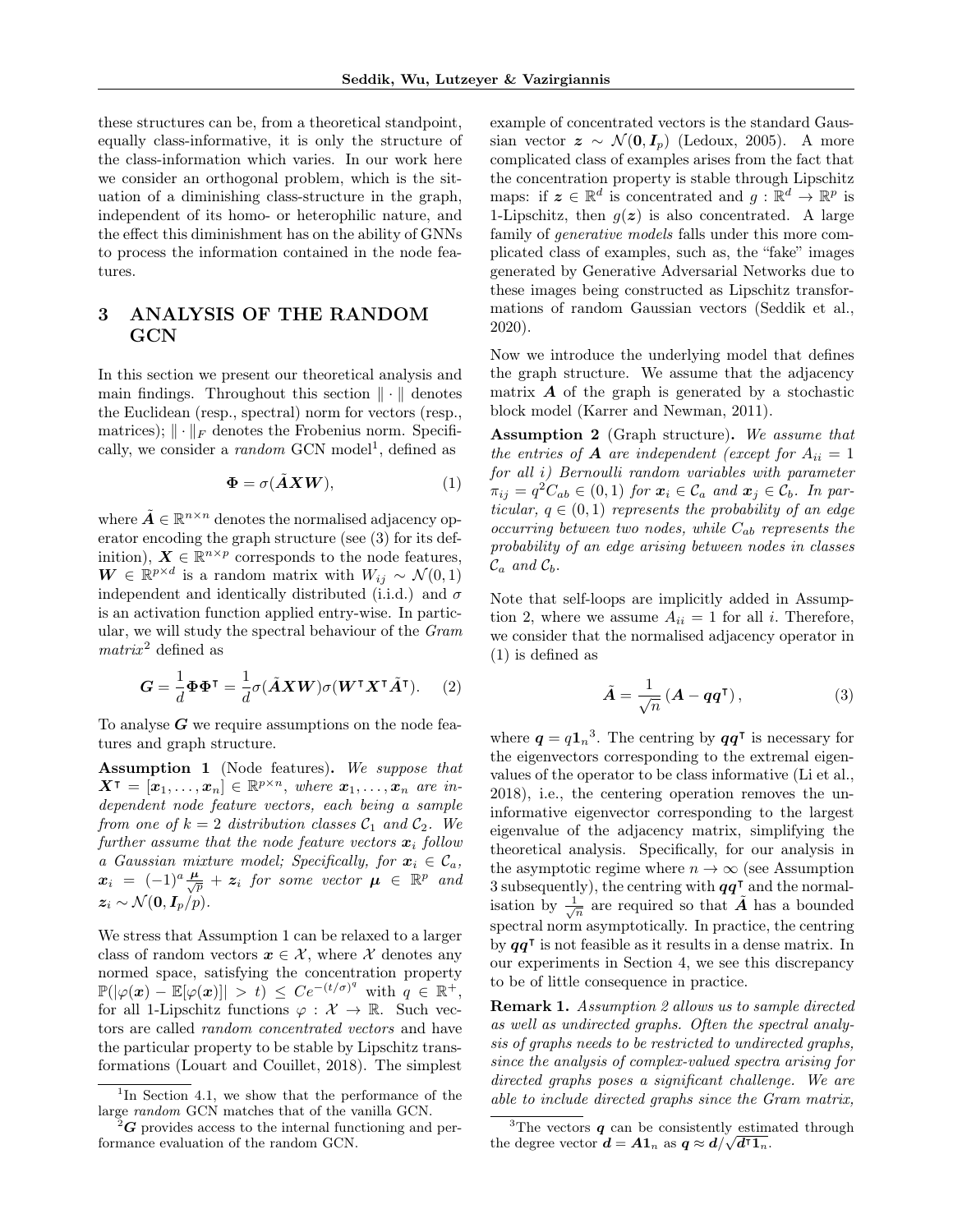these structures can be, from a theoretical standpoint, equally class-informative, it is only the structure of the class-information which varies. In our work here we consider an orthogonal problem, which is the situation of a diminishing class-structure in the graph, independent of its homo- or heterophilic nature, and the effect this diminishment has on the ability of GNNs to process the information contained in the node features.

## 3 ANALYSIS OF THE RANDOM GCN

In this section we present our theoretical analysis and main findings. Throughout this section $\|\cdot\|$ denotes the Euclidean (resp., spectral) norm for vectors (resp., matrices); $\|\cdot\|_F$ denotes the Frobenius norm. Specifically, we consider a *random* GCN model[1], defined as

$$\boldsymbol{\Phi} = \sigma(\tilde{\boldsymbol{A}}\boldsymbol{X}\boldsymbol{W}), \tag{1}$$

where $\tilde{\boldsymbol{A}} \in \mathbb{R}^{n\times n}$ denotes the normalised adjacency operator encoding the graph structure (see (3) for its definition), $\boldsymbol{X} \in \mathbb{R}^{n\times p}$ corresponds to the node features, $\boldsymbol{W} \in \mathbb{R}^{p\times d}$ is a random matrix with $W_{ij} \sim \mathcal{N}(0,1)$ independent and identically distributed (i.i.d.) and $\sigma$ is an activation function applied entry-wise. In particular, we will study the spectral behaviour of the *Gram matrix*[2] defined as

$$\boldsymbol{G} = \frac{1}{d}\boldsymbol{\Phi}\boldsymbol{\Phi}^\intercal = \frac{1}{d}\sigma(\tilde{\boldsymbol{A}}\boldsymbol{X}\boldsymbol{W})\sigma(\boldsymbol{W}^\intercal\boldsymbol{X}^\intercal\tilde{\boldsymbol{A}}^\intercal). \tag{2}$$

To analyse $\boldsymbol{G}$ we require assumptions on the node features and graph structure.

**Assumption 1** (Node features)**.** *We suppose that $\boldsymbol{X}^\intercal = [\boldsymbol{x}_1,\ldots,\boldsymbol{x}_n] \in \mathbb{R}^{p\times n}$, where $\boldsymbol{x}_1,\ldots,\boldsymbol{x}_n$ are independent node feature vectors, each being a sample from one of $k=2$ distribution classes $\mathcal{C}_1$ and $\mathcal{C}_2$. We further assume that the node feature vectors $\boldsymbol{x}_i$ follow a Gaussian mixture model; Specifically, for $\boldsymbol{x}_i \in \mathcal{C}_a$, $\boldsymbol{x}_i = (-1)^a\frac{\boldsymbol{\mu}}{\sqrt{p}} + \boldsymbol{z}_i$ for some vector $\boldsymbol{\mu} \in \mathbb{R}^p$ and $\boldsymbol{z}_i \sim \mathcal{N}(\boldsymbol{0}, \boldsymbol{I}_p/p)$.*

We stress that Assumption 1 can be relaxed to a larger class of random vectors $\boldsymbol{x} \in \mathcal{X}$, where $\mathcal{X}$ denotes any normed space, satisfying the concentration property $\mathbb{P}(|\varphi(\boldsymbol{x}) - \mathbb{E}[\varphi(\boldsymbol{x})]| > t) \leq Ce^{-(t/\sigma)^q}$ with $q \in \mathbb{R}^+$, for all 1-Lipschitz functions $\varphi : \mathcal{X} \to \mathbb{R}$. Such vectors are called *random concentrated vectors* and have the particular property to be stable by Lipschitz transformations (Louart and Couillet, 2018). The simplest example of concentrated vectors is the standard Gaussian vector $\boldsymbol{z} \sim \mathcal{N}(\boldsymbol{0}, \boldsymbol{I}_p)$ (Ledoux, 2005). A more complicated class of examples arises from the fact that the concentration property is stable through Lipschitz maps: if $\boldsymbol{z} \in \mathbb{R}^d$ is concentrated and $g : \mathbb{R}^d \to \mathbb{R}^p$ is 1-Lipschitz, then $g(\boldsymbol{z})$ is also concentrated. A large family of *generative models* falls under this more complicated class of examples, such as, the "fake" images generated by Generative Adversarial Networks due to these images being constructed as Lipschitz transformations of random Gaussian vectors (Seddik et al., 2020).

Now we introduce the underlying model that defines the graph structure. We assume that the adjacency matrix $\boldsymbol{A}$ of the graph is generated by a stochastic block model (Karrer and Newman, 2011).

**Assumption 2** (Graph structure)**.** *We assume that the entries of $\boldsymbol{A}$ are independent (except for $A_{ii} = 1$ for all $i$) Bernoulli random variables with parameter $\pi_{ij} = q^2 C_{ab} \in (0,1)$ for $\boldsymbol{x}_i \in \mathcal{C}_a$ and $\boldsymbol{x}_j \in \mathcal{C}_b$. In particular, $q \in (0,1)$ represents the probability of an edge occurring between two nodes, while $C_{ab}$ represents the probability of an edge arising between nodes in classes $\mathcal{C}_a$ and $\mathcal{C}_b$.*

Note that self-loops are implicitly added in Assumption 2, where we assume $A_{ii} = 1$ for all $i$. Therefore, we consider that the normalised adjacency operator in (1) is defined as

$$\tilde{\boldsymbol{A}} = \frac{1}{\sqrt{n}}\left(\boldsymbol{A} - \boldsymbol{q}\boldsymbol{q}^\intercal\right), \tag{3}$$

where $\boldsymbol{q} = q\boldsymbol{1}_n$[3]. The centring by $\boldsymbol{q}\boldsymbol{q}^\intercal$ is necessary for the eigenvectors corresponding to the extremal eigenvalues of the operator to be class informative (Li et al., 2018), i.e., the centering operation removes the uninformative eigenvector corresponding to the largest eigenvalue of the adjacency matrix, simplifying the theoretical analysis. Specifically, for our analysis in the asymptotic regime where $n \to \infty$ (see Assumption 3 subsequently), the centring with $\boldsymbol{q}\boldsymbol{q}^\intercal$ and the normalisation by $\frac{1}{\sqrt{n}}$ are required so that $\tilde{\boldsymbol{A}}$ has a bounded spectral norm asymptotically. In practice, the centring by $\boldsymbol{q}\boldsymbol{q}^\intercal$ is not feasible as it results in a dense matrix. In our experiments in Section 4, we see this discrepancy to be of little consequence in practice.

**Remark 1.** *Assumption 2 allows us to sample directed as well as undirected graphs. Often the spectral analysis of graphs needs to be restricted to undirected graphs, since the analysis of complex-valued spectra arising for directed graphs poses a significant challenge. We are able to include directed graphs since the Gram matrix,*

---

[1] In Section 4.1, we show that the performance of the large *random* GCN matches that of the vanilla GCN.

[2] $\boldsymbol{G}$ provides access to the internal functioning and performance evaluation of the random GCN.

[3] The vectors $\boldsymbol{q}$ can be consistently estimated through the degree vector $\boldsymbol{d} = \boldsymbol{A}\boldsymbol{1}_n$ as $\boldsymbol{q} \approx \boldsymbol{d}/\sqrt{\boldsymbol{d}^\intercal\boldsymbol{1}_n}$.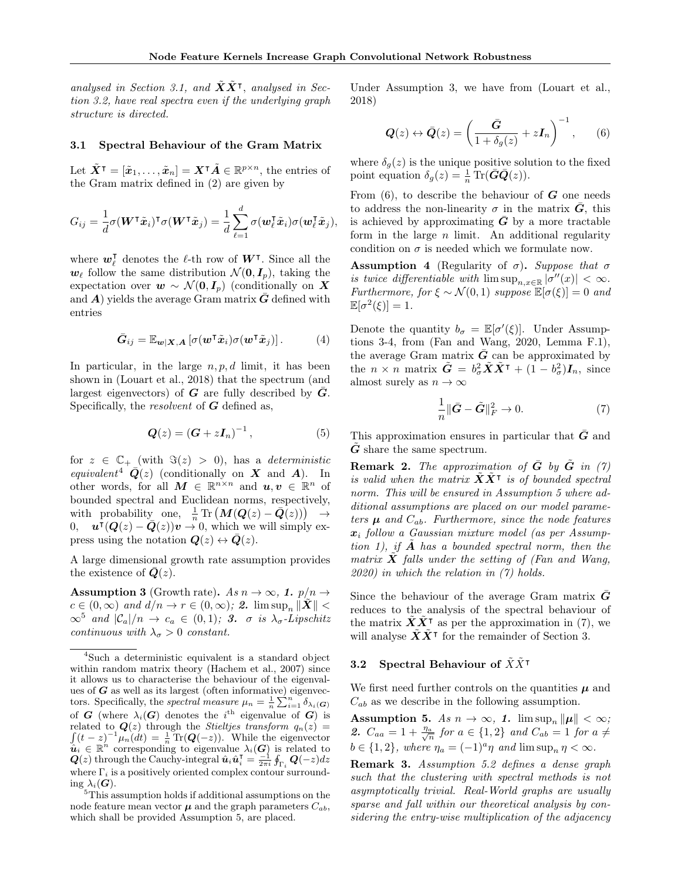analysed in Section 3.1, and $\tilde{\boldsymbol{X}}\tilde{\boldsymbol{X}}^\intercal$, analysed in Section 3.2, have real spectra even if the underlying graph structure is directed.*

### 3.1 Spectral Behaviour of the Gram Matrix

Let $\tilde{\boldsymbol{X}}^\intercal = [\tilde{\boldsymbol{x}}_1, \ldots, \tilde{\boldsymbol{x}}_n] = \boldsymbol{X}^\intercal \tilde{\boldsymbol{A}} \in \mathbb{R}^{p\times n}$, the entries of the Gram matrix defined in (2) are given by

$$G_{ij} = \frac{1}{d}\sigma(\boldsymbol{W}^\intercal \tilde{\boldsymbol{x}}_i)^\intercal \sigma(\boldsymbol{W}^\intercal \tilde{\boldsymbol{x}}_j) = \frac{1}{d}\sum_{\ell=1}^{d} \sigma(\boldsymbol{w}_\ell^\intercal \tilde{\boldsymbol{x}}_i)\sigma(\boldsymbol{w}_\ell^\intercal \tilde{\boldsymbol{x}}_j),$$

where $\boldsymbol{w}_\ell^\intercal$ denotes the $\ell$-th row of $\boldsymbol{W}^\intercal$. Since all the $\boldsymbol{w}_\ell$ follow the same distribution $\mathcal{N}(\boldsymbol{0}, \boldsymbol{I}_p)$, taking the expectation over $\boldsymbol{w} \sim \mathcal{N}(\boldsymbol{0}, \boldsymbol{I}_p)$ (conditionally on $\boldsymbol{X}$ and $\boldsymbol{A}$) yields the average Gram matrix $\bar{\boldsymbol{G}}$ defined with entries

$$\bar{\boldsymbol{G}}_{ij} = \mathbb{E}_{\boldsymbol{w}|\boldsymbol{X},\boldsymbol{A}}\left[\sigma(\boldsymbol{w}^\intercal \tilde{\boldsymbol{x}}_i)\sigma(\boldsymbol{w}^\intercal \tilde{\boldsymbol{x}}_j)\right]. \tag{4}$$

In particular, in the large $n, p, d$ limit, it has been shown in (Louart et al., 2018) that the spectrum (and largest eigenvectors) of $\boldsymbol{G}$ are fully described by $\bar{\boldsymbol{G}}$. Specifically, the *resolvent* of $\boldsymbol{G}$ defined as,

$$\boldsymbol{Q}(z) = \left(\boldsymbol{G} + z\boldsymbol{I}_n\right)^{-1}, \tag{5}$$

for $z \in \mathbb{C}_+$ (with $\Im(z) > 0$), has a *deterministic equivalent*[4] $\bar{\boldsymbol{Q}}(z)$ (conditionally on $\boldsymbol{X}$ and $\boldsymbol{A}$). In other words, for all $\boldsymbol{M} \in \mathbb{R}^{n\times n}$ and $\boldsymbol{u}, \boldsymbol{v} \in \mathbb{R}^n$ of bounded spectral and Euclidean norms, respectively, with probability one, $\frac{1}{n}\operatorname{Tr}\left(\boldsymbol{M}(\boldsymbol{Q}(z) - \bar{\boldsymbol{Q}}(z))\right) \to 0$, $\boldsymbol{u}^\intercal(\boldsymbol{Q}(z) - \bar{\boldsymbol{Q}}(z))\boldsymbol{v} \to 0$, which we will simply express using the notation $\boldsymbol{Q}(z) \leftrightarrow \bar{\boldsymbol{Q}}(z)$.

A large dimensional growth rate assumption provides the existence of $\bar{\boldsymbol{Q}}(z)$.

**Assumption 3** (Growth rate)**.** *As $n \to \infty$, **1.** $p/n \to c \in (0, \infty)$ and $d/n \to r \in (0, \infty)$; **2.** $\limsup_n \|\tilde{\boldsymbol{X}}\| < \infty$[5] and $|\mathcal{C}_a|/n \to c_a \in (0, 1)$; **3.** $\sigma$ is $\lambda_\sigma$-Lipschitz continuous with $\lambda_\sigma > 0$ constant.*

Under Assumption 3, we have from (Louart et al., 2018)

$$\boldsymbol{Q}(z) \leftrightarrow \bar{\boldsymbol{Q}}(z) = \left(\frac{\bar{\boldsymbol{G}}}{1 + \delta_g(z)} + z\boldsymbol{I}_n\right)^{-1}, \tag{6}$$

where $\delta_g(z)$ is the unique positive solution to the fixed point equation $\delta_g(z) = \frac{1}{n}\operatorname{Tr}(\bar{\boldsymbol{G}}\bar{\boldsymbol{Q}}(z))$.

From (6), to describe the behaviour of $\boldsymbol{G}$ one needs to address the non-linearity $\sigma$ in the matrix $\bar{\boldsymbol{G}}$, this is achieved by approximating $\bar{\boldsymbol{G}}$ by a more tractable form in the large $n$ limit. An additional regularity condition on $\sigma$ is needed which we formulate now.

**Assumption 4** (Regularity of $\sigma$)**.** *Suppose that $\sigma$ is twice differentiable with $\limsup_{n,x\in\mathbb{R}} |\sigma''(x)| < \infty$. Furthermore, for $\xi \sim \mathcal{N}(0, 1)$ suppose $\mathbb{E}[\sigma(\xi)] = 0$ and $\mathbb{E}[\sigma^2(\xi)] = 1$.*

Denote the quantity $b_\sigma = \mathbb{E}[\sigma'(\xi)]$. Under Assumptions 3-4, from (Fan and Wang, 2020, Lemma F.1), the average Gram matrix $\bar{\boldsymbol{G}}$ can be approximated by the $n \times n$ matrix $\tilde{\boldsymbol{G}} = b_\sigma^2 \tilde{\boldsymbol{X}}\tilde{\boldsymbol{X}}^\intercal + (1 - b_\sigma^2)\boldsymbol{I}_n$, since almost surely as $n \to \infty$

$$\frac{1}{n}\|\bar{\boldsymbol{G}} - \tilde{\boldsymbol{G}}\|_F^2 \to 0. \tag{7}$$

This approximation ensures in particular that $\bar{\boldsymbol{G}}$ and $\tilde{\boldsymbol{G}}$ share the same spectrum.

**Remark 2.** *The approximation of $\bar{\boldsymbol{G}}$ by $\tilde{\boldsymbol{G}}$ in (7) is valid when the matrix $\tilde{\boldsymbol{X}}\tilde{\boldsymbol{X}}^\intercal$ is of bounded spectral norm. This will be ensured in Assumption 5 where additional assumptions are placed on our model parameters $\boldsymbol{\mu}$ and $C_{ab}$. Furthermore, since the node features $\boldsymbol{x}_i$ follow a Gaussian mixture model (as per Assumption 1), if $\tilde{\boldsymbol{A}}$ has a bounded spectral norm, then the matrix $\tilde{\boldsymbol{X}}$ falls under the setting of (Fan and Wang, 2020) in which the relation in (7) holds.*

Since the behaviour of the average Gram matrix $\bar{\boldsymbol{G}}$ reduces to the analysis of the spectral behaviour of the matrix $\tilde{\boldsymbol{X}}\tilde{\boldsymbol{X}}^\intercal$ as per the approximation in (7), we will analyse $\tilde{\boldsymbol{X}}\tilde{\boldsymbol{X}}^\intercal$ for the remainder of Section 3.

### 3.2 Spectral Behaviour of $\tilde{X}\tilde{X}^\intercal$

We first need further controls on the quantities $\boldsymbol{\mu}$ and $C_{ab}$ as we describe in the following assumption.

**Assumption 5.** *As $n \to \infty$, **1.** $\limsup_n \|\boldsymbol{\mu}\| < \infty$; **2.** $C_{aa} = 1 + \frac{\eta_a}{\sqrt{n}}$ for $a \in \{1, 2\}$ and $C_{ab} = 1$ for $a \neq b \in \{1, 2\}$, where $\eta_a = (-1)^a\eta$ and $\limsup_n \eta < \infty$.*

**Remark 3.** *Assumption 5.2 defines a dense graph such that the clustering with spectral methods is not asymptotically trivial. Real-World graphs are usually sparse and fall within our theoretical analysis by considering the entry-wise multiplication of the adjacency*

---

[4] Such a deterministic equivalent is a standard object within random matrix theory (Hachem et al., 2007) since it allows us to characterise the behaviour of the eigenvalues of $\boldsymbol{G}$ as well as its largest (often informative) eigenvectors. Specifically, the *spectral measure* $\mu_n = \frac{1}{n}\sum_{i=1}^{n}\delta_{\lambda_i(\boldsymbol{G})}$ of $\boldsymbol{G}$ (where $\lambda_i(\boldsymbol{G})$ denotes the $i^{\text{th}}$ eigenvalue of $\boldsymbol{G}$) is related to $\boldsymbol{Q}(z)$ through the *Stieltjes transform* $q_n(z) = \int (t - z)^{-1}\mu_n(dt) = \frac{1}{n}\operatorname{Tr}(\boldsymbol{Q}(-z))$. While the eigenvector $\hat{\boldsymbol{u}}_i \in \mathbb{R}^n$ corresponding to eigenvalue $\lambda_i(\boldsymbol{G})$ is related to $\boldsymbol{Q}(z)$ through the Cauchy-integral $\hat{\boldsymbol{u}}_i\hat{\boldsymbol{u}}_i^\intercal = \frac{-1}{2\pi i}\oint_{\Gamma_i}\boldsymbol{Q}(-z)dz$ where $\Gamma_i$ is a positively oriented complex contour surrounding $\lambda_i(\boldsymbol{G})$.

[5] This assumption holds if additional assumptions on the node feature mean vector $\boldsymbol{\mu}$ and the graph parameters $C_{ab}$, which shall be provided Assumption 5, are placed.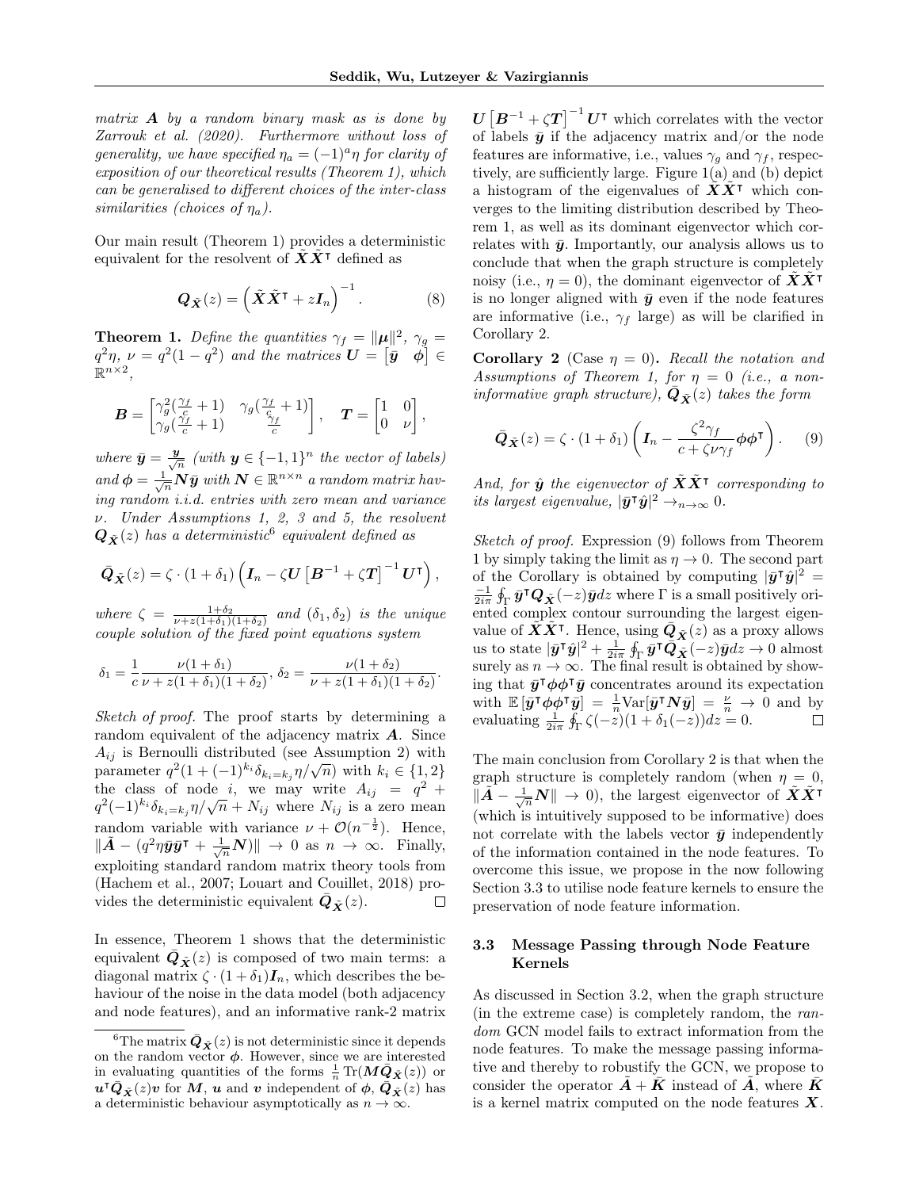*matrix $\boldsymbol{A}$ by a random binary mask as is done by Zarrouk et al. (2020). Furthermore without loss of generality, we have specified $\eta_a = (-1)^a \eta$ for clarity of exposition of our theoretical results (Theorem 1), which can be generalised to different choices of the inter-class similarities (choices of $\eta_a$).*

Our main result (Theorem 1) provides a deterministic equivalent for the resolvent of $\tilde{\boldsymbol{X}}\tilde{\boldsymbol{X}}^\intercal$ defined as

$$\boldsymbol{Q}_{\tilde{\boldsymbol{X}}}(z) = \left(\tilde{\boldsymbol{X}}\tilde{\boldsymbol{X}}^\intercal + z\boldsymbol{I}_n\right)^{-1}. \tag{8}$$

**Theorem 1.** *Define the quantities $\gamma_f = \|\boldsymbol{\mu}\|^2$, $\gamma_g = q^2\eta$, $\nu = q^2(1-q^2)$ and the matrices $\boldsymbol{U} = \begin{bmatrix}\bar{\boldsymbol{y}} & \boldsymbol{\phi}\end{bmatrix} \in \mathbb{R}^{n\times 2}$,*

$$\boldsymbol{B} = \begin{bmatrix}\gamma_g^2(\frac{\gamma_f}{c}+1) & \gamma_g(\frac{\gamma_f}{c}+1)\\ \gamma_g(\frac{\gamma_f}{c}+1) & \frac{\gamma_f}{c}\end{bmatrix}, \quad \boldsymbol{T} = \begin{bmatrix}1 & 0\\ 0 & \nu\end{bmatrix},$$

*where $\bar{\boldsymbol{y}} = \frac{\boldsymbol{y}}{\sqrt{n}}$ (with $\boldsymbol{y} \in \{-1,1\}^n$ the vector of labels) and $\boldsymbol{\phi} = \frac{1}{\sqrt{n}}\boldsymbol{N}\bar{\boldsymbol{y}}$ with $\boldsymbol{N} \in \mathbb{R}^{n\times n}$ a random matrix having random i.i.d. entries with zero mean and variance $\nu$. Under Assumptions 1, 2, 3 and 5, the resolvent $\boldsymbol{Q}_{\tilde{\boldsymbol{X}}}(z)$ has a deterministic[6] equivalent defined as*

$$\bar{\boldsymbol{Q}}_{\tilde{\boldsymbol{X}}}(z) = \zeta\cdot(1+\delta_1)\left(\boldsymbol{I}_n - \zeta\boldsymbol{U}\left[\boldsymbol{B}^{-1}+\zeta\boldsymbol{T}\right]^{-1}\boldsymbol{U}^\intercal\right),$$

*where $\zeta = \frac{1+\delta_2}{\nu + z(1+\delta_1)(1+\delta_2)}$ and $(\delta_1,\delta_2)$ is the unique couple solution of the fixed point equations system*

$$\delta_1 = \frac{1}{c}\frac{\nu(1+\delta_1)}{\nu+z(1+\delta_1)(1+\delta_2)},\ \delta_2 = \frac{\nu(1+\delta_2)}{\nu+z(1+\delta_1)(1+\delta_2)}.$$

*Sketch of proof.* The proof starts by determining a random equivalent of the adjacency matrix $\boldsymbol{A}$. Since $A_{ij}$ is Bernoulli distributed (see Assumption 2) with parameter $q^2(1+(-1)^{k_i}\delta_{k_i=k_j}\eta/\sqrt{n})$ with $k_i \in \{1,2\}$ the class of node $i$, we may write $A_{ij} = q^2 + q^2(-1)^{k_i}\delta_{k_i=k_j}\eta/\sqrt{n} + N_{ij}$ where $N_{ij}$ is a zero mean random variable with variance $\nu + \mathcal{O}(n^{-\frac{1}{2}})$. Hence, $\|\tilde{\boldsymbol{A}} - (q^2\eta\bar{\boldsymbol{y}}\bar{\boldsymbol{y}}^\intercal + \frac{1}{\sqrt{n}}\boldsymbol{N})\| \to 0$ as $n\to\infty$. Finally, exploiting standard random matrix theory tools from (Hachem et al., 2007; Louart and Couillet, 2018) provides the deterministic equivalent $\bar{\boldsymbol{Q}}_{\tilde{\boldsymbol{X}}}(z)$. $\square$

In essence, Theorem 1 shows that the deterministic equivalent $\bar{\boldsymbol{Q}}_{\tilde{\boldsymbol{X}}}(z)$ is composed of two main terms: a diagonal matrix $\zeta\cdot(1+\delta_1)\boldsymbol{I}_n$, which describes the behaviour of the noise in the data model (both adjacency and node features), and an informative rank-2 matrix $\boldsymbol{U}\left[\boldsymbol{B}^{-1}+\zeta\boldsymbol{T}\right]^{-1}\boldsymbol{U}^\intercal$ which correlates with the vector of labels $\bar{\boldsymbol{y}}$ if the adjacency matrix and/or the node features are informative, i.e., values $\gamma_g$ and $\gamma_f$, respectively, are sufficiently large. Figure 1(a) and (b) depict a histogram of the eigenvalues of $\tilde{\boldsymbol{X}}\tilde{\boldsymbol{X}}^\intercal$ which converges to the limiting distribution described by Theorem 1, as well as its dominant eigenvector which correlates with $\bar{\boldsymbol{y}}$. Importantly, our analysis allows us to conclude that when the graph structure is completely noisy (i.e., $\eta = 0$), the dominant eigenvector of $\tilde{\boldsymbol{X}}\tilde{\boldsymbol{X}}^\intercal$ is no longer aligned with $\bar{\boldsymbol{y}}$ even if the node features are informative (i.e., $\gamma_f$ large) as will be clarified in Corollary 2.

**Corollary 2** (Case $\eta = 0$)**.** *Recall the notation and Assumptions of Theorem 1, for $\eta = 0$ (i.e., a non-informative graph structure), $\bar{\boldsymbol{Q}}_{\tilde{\boldsymbol{X}}}(z)$ takes the form*

$$\bar{\boldsymbol{Q}}_{\tilde{\boldsymbol{X}}}(z) = \zeta\cdot(1+\delta_1)\left(\boldsymbol{I}_n - \frac{\zeta^2\gamma_f}{c+\zeta\nu\gamma_f}\boldsymbol{\phi}\boldsymbol{\phi}^\intercal\right). \tag{9}$$

*And, for $\hat{\boldsymbol{y}}$ the eigenvector of $\tilde{\boldsymbol{X}}\tilde{\boldsymbol{X}}^\intercal$ corresponding to its largest eigenvalue, $|\bar{\boldsymbol{y}}^\intercal\hat{\boldsymbol{y}}|^2 \to_{n\to\infty} 0$.*

*Sketch of proof.* Expression (9) follows from Theorem 1 by simply taking the limit as $\eta \to 0$. The second part of the Corollary is obtained by computing $|\bar{\boldsymbol{y}}^\intercal\hat{\boldsymbol{y}}|^2 = \frac{-1}{2i\pi}\oint_\Gamma \bar{\boldsymbol{y}}^\intercal\boldsymbol{Q}_{\tilde{\boldsymbol{X}}}(-z)\bar{\boldsymbol{y}}dz$ where $\Gamma$ is a small positively oriented complex contour surrounding the largest eigenvalue of $\tilde{\boldsymbol{X}}\tilde{\boldsymbol{X}}^\intercal$. Hence, using $\bar{\boldsymbol{Q}}_{\tilde{\boldsymbol{X}}}(z)$ as a proxy allows us to state $|\bar{\boldsymbol{y}}^\intercal\hat{\boldsymbol{y}}|^2 + \frac{1}{2i\pi}\oint_\Gamma \bar{\boldsymbol{y}}^\intercal\bar{\boldsymbol{Q}}_{\tilde{\boldsymbol{X}}}(-z)\bar{\boldsymbol{y}}dz \to 0$ almost surely as $n\to\infty$. The final result is obtained by showing that $\bar{\boldsymbol{y}}^\intercal\boldsymbol{\phi}\boldsymbol{\phi}^\intercal\bar{\boldsymbol{y}}$ concentrates around its expectation with $\mathbb{E}\left[\bar{\boldsymbol{y}}^\intercal\boldsymbol{\phi}\boldsymbol{\phi}^\intercal\bar{\boldsymbol{y}}\right] = \frac{1}{n}\mathrm{Var}[\bar{\boldsymbol{y}}^\intercal\boldsymbol{N}\bar{\boldsymbol{y}}] = \frac{\nu}{n} \to 0$ and by evaluating $\frac{1}{2i\pi}\oint_\Gamma \zeta(-z)(1+\delta_1(-z))dz = 0$. $\square$

The main conclusion from Corollary 2 is that when the graph structure is completely random (when $\eta = 0$, $\|\tilde{\boldsymbol{A}} - \frac{1}{\sqrt{n}}\boldsymbol{N}\| \to 0$), the largest eigenvector of $\tilde{\boldsymbol{X}}\tilde{\boldsymbol{X}}^\intercal$ (which is intuitively supposed to be informative) does not correlate with the labels vector $\bar{\boldsymbol{y}}$ independently of the information contained in the node features. To overcome this issue, we propose in the now following Section 3.3 to utilise node feature kernels to ensure the preservation of node feature information.

### 3.3 Message Passing through Node Feature Kernels

As discussed in Section 3.2, when the graph structure (in the extreme case) is completely random, the *random* GCN model fails to extract information from the node features. To make the message passing informative and thereby to robustify the GCN, we propose to consider the operator $\tilde{\boldsymbol{A}} + \tilde{\boldsymbol{K}}$ instead of $\tilde{\boldsymbol{A}}$, where $\tilde{\boldsymbol{K}}$ is a kernel matrix computed on the node features $\boldsymbol{X}$.

---

[6] The matrix $\bar{\boldsymbol{Q}}_{\tilde{\boldsymbol{X}}}(z)$ is not deterministic since it depends on the random vector $\boldsymbol{\phi}$. However, since we are interested in evaluating quantities of the forms $\frac{1}{n}\mathrm{Tr}(\boldsymbol{M}\bar{\boldsymbol{Q}}_{\tilde{\boldsymbol{X}}}(z))$ or $\boldsymbol{u}^\intercal\bar{\boldsymbol{Q}}_{\tilde{\boldsymbol{X}}}(z)\boldsymbol{v}$ for $\boldsymbol{M}$, $\boldsymbol{u}$ and $\boldsymbol{v}$ independent of $\boldsymbol{\phi}$, $\bar{\boldsymbol{Q}}_{\tilde{\boldsymbol{X}}}(z)$ has a deterministic behaviour asymptotically as $n\to\infty$.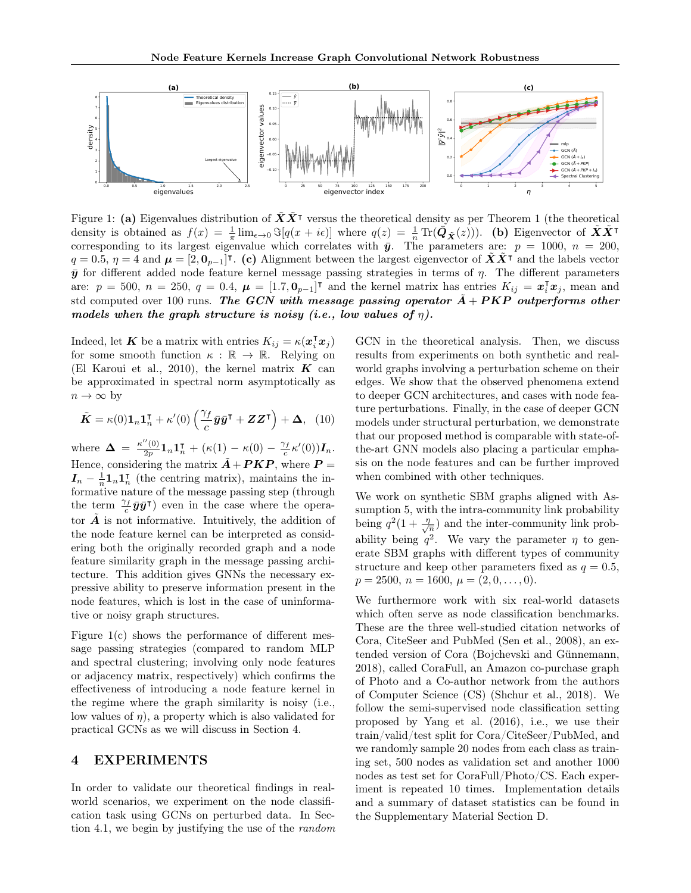Figure 1: **(a)** Eigenvalues distribution of $\tilde{\boldsymbol{X}}\tilde{\boldsymbol{X}}^\intercal$ versus the theoretical density as per Theorem 1 (the theoretical density is obtained as $f(x) = \frac{1}{\pi}\lim_{\epsilon\to 0}\Im[q(x+i\epsilon)]$ where $q(z) = \frac{1}{n}\operatorname{Tr}(\bar{\boldsymbol{Q}}_{\tilde{\boldsymbol{X}}}(z))$). **(b)** Eigenvector of $\tilde{\boldsymbol{X}}\tilde{\boldsymbol{X}}^\intercal$ corresponding to its largest eigenvalue which correlates with $\bar{\boldsymbol{y}}$. The parameters are: $p = 1000$, $n = 200$, $q = 0.5$, $\eta = 4$ and $\boldsymbol{\mu} = [2, \boldsymbol{0}_{p-1}]^\intercal$. **(c)** Alignment between the largest eigenvector of $\tilde{\boldsymbol{X}}\tilde{\boldsymbol{X}}^\intercal$ and the labels vector $\bar{\boldsymbol{y}}$ for different added node feature kernel message passing strategies in terms of $\eta$. The different parameters are: $p = 500$, $n = 250$, $q = 0.4$, $\boldsymbol{\mu} = [1.7, \boldsymbol{0}_{p-1}]^\intercal$ and the kernel matrix has entries $K_{ij} = \boldsymbol{x}_i^\intercal \boldsymbol{x}_j$, mean and std computed over 100 runs. ***The GCN with message passing operator $\tilde{\boldsymbol{A}} + \boldsymbol{PKP}$ outperforms other models when the graph structure is noisy (i.e., low values of $\eta$).***

Indeed, let $\boldsymbol{K}$ be a matrix with entries $K_{ij} = \kappa(\boldsymbol{x}_i^\intercal \boldsymbol{x}_j)$ for some smooth function $\kappa : \mathbb{R} \to \mathbb{R}$. Relying on (El Karoui et al., 2010), the kernel matrix $\boldsymbol{K}$ can be approximated in spectral norm asymptotically as $n \to \infty$ by

$$\tilde{\boldsymbol{K}} = \kappa(0)\boldsymbol{1}_n\boldsymbol{1}_n^\intercal + \kappa'(0)\left(\frac{\gamma_f}{c}\bar{\boldsymbol{y}}\bar{\boldsymbol{y}}^\intercal + \boldsymbol{Z}\boldsymbol{Z}^\intercal\right) + \boldsymbol{\Delta}, \quad (10)$$

where $\boldsymbol{\Delta} = \frac{\kappa''(0)}{2p}\boldsymbol{1}_n\boldsymbol{1}_n^\intercal + (\kappa(1) - \kappa(0) - \frac{\gamma_f}{c}\kappa'(0))\boldsymbol{I}_n$. Hence, considering the matrix $\tilde{\boldsymbol{A}} + \boldsymbol{PKP}$, where $\boldsymbol{P} = \boldsymbol{I}_n - \frac{1}{n}\boldsymbol{1}_n\boldsymbol{1}_n^\intercal$ (the centring matrix), maintains the informative nature of the message passing step (through the term $\frac{\gamma_f}{c}\bar{\boldsymbol{y}}\bar{\boldsymbol{y}}^\intercal$) even in the case where the operator $\tilde{\boldsymbol{A}}$ is not informative. Intuitively, the addition of the node feature kernel can be interpreted as considering both the originally recorded graph and a node feature similarity graph in the message passing architecture. This addition gives GNNs the necessary expressive ability to preserve information present in the node features, which is lost in the case of uninformative or noisy graph structures.

Figure 1(c) shows the performance of different message passing strategies (compared to random MLP and spectral clustering; involving only node features or adjacency matrix, respectively) which confirms the effectiveness of introducing a node feature kernel in the regime where the graph similarity is noisy (i.e., low values of $\eta$), a property which is also validated for practical GCNs as we will discuss in Section 4.

# 4 EXPERIMENTS

In order to validate our theoretical findings in real-world scenarios, we experiment on the node classification task using GCNs on perturbed data. In Section 4.1, we begin by justifying the use of the *random* GCN in the theoretical analysis. Then, we discuss results from experiments on both synthetic and real-world graphs involving a perturbation scheme on their edges. We show that the observed phenomena extend to deeper GCN architectures, and cases with node feature perturbations. Finally, in the case of deeper GCN models under structural perturbation, we demonstrate that our proposed method is comparable with state-of-the-art GNN models also placing a particular emphasis on the node features and can be further improved when combined with other techniques.

We work on synthetic SBM graphs aligned with Assumption 5, with the intra-community link probability being $q^2(1 + \frac{\eta}{\sqrt{n}})$ and the inter-community link probability being $q^2$. We vary the parameter $\eta$ to generate SBM graphs with different types of community structure and keep other parameters fixed as $q = 0.5$, $p = 2500$, $n = 1600$, $\mu = (2, 0, \ldots, 0)$.

We furthermore work with six real-world datasets which often serve as node classification benchmarks. These are the three well-studied citation networks of Cora, CiteSeer and PubMed (Sen et al., 2008), an extended version of Cora (Bojchevski and Günnemann, 2018), called CoraFull, an Amazon co-purchase graph of Photo and a Co-author network from the authors of Computer Science (CS) (Shchur et al., 2018). We follow the semi-supervised node classification setting proposed by Yang et al. (2016), i.e., we use their train/valid/test split for Cora/CiteSeer/PubMed, and we randomly sample 20 nodes from each class as training set, 500 nodes as validation set and another 1000 nodes as test set for CoraFull/Photo/CS. Each experiment is repeated 10 times. Implementation details and a summary of dataset statistics can be found in the Supplementary Material Section D.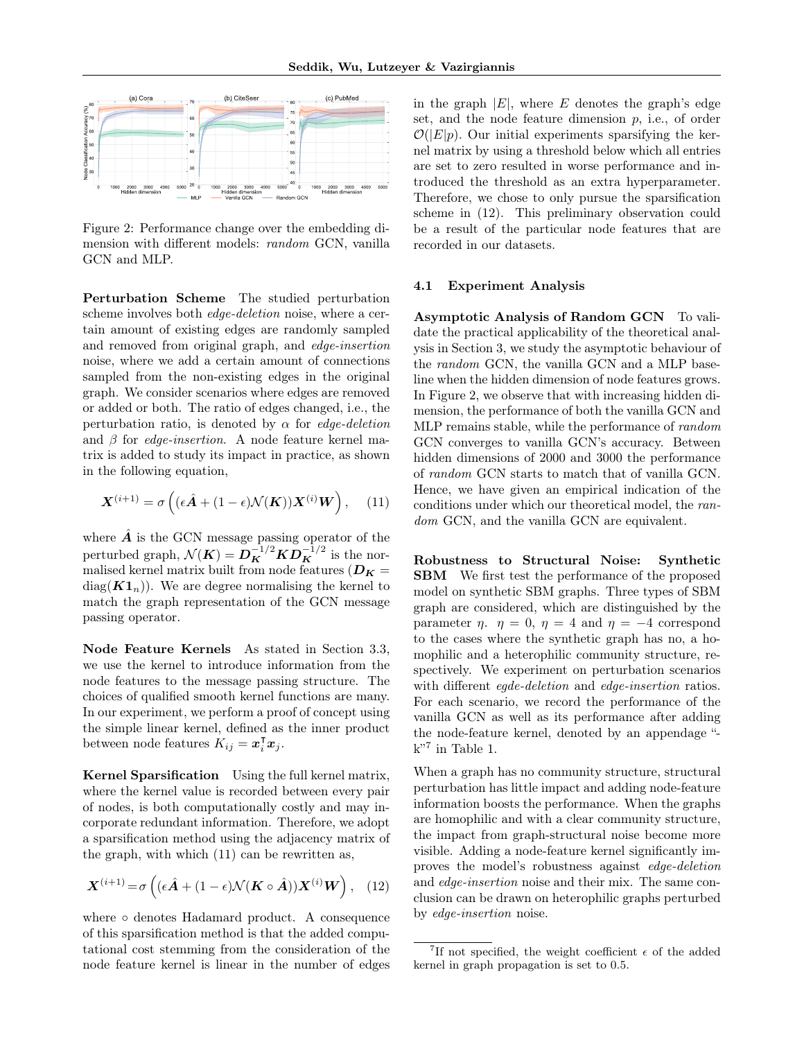Figure 2: Performance change over the embedding dimension with different models: *random* GCN, vanilla GCN and MLP.

**Perturbation Scheme** The studied perturbation scheme involves both *edge-deletion* noise, where a certain amount of existing edges are randomly sampled and removed from original graph, and *edge-insertion* noise, where we add a certain amount of connections sampled from the non-existing edges in the original graph. We consider scenarios where edges are removed or added or both. The ratio of edges changed, i.e., the perturbation ratio, is denoted by $\alpha$ for *edge-deletion* and $\beta$ for *edge-insertion*. A node feature kernel matrix is added to study its impact in practice, as shown in the following equation,

$$\boldsymbol{X}^{(i+1)} = \sigma\left((\epsilon\hat{\boldsymbol{A}} + (1-\epsilon)\mathcal{N}(\boldsymbol{K}))\boldsymbol{X}^{(i)}\boldsymbol{W}\right), \quad (11)$$

where $\hat{\boldsymbol{A}}$ is the GCN message passing operator of the perturbed graph, $\mathcal{N}(\boldsymbol{K}) = \boldsymbol{D}_{\boldsymbol{K}}^{-1/2}\boldsymbol{K}\boldsymbol{D}_{\boldsymbol{K}}^{-1/2}$ is the normalised kernel matrix built from node features ($\boldsymbol{D}_{\boldsymbol{K}} = \mathrm{diag}(\boldsymbol{K}\boldsymbol{1}_n)$). We are degree normalising the kernel to match the graph representation of the GCN message passing operator.

**Node Feature Kernels** As stated in Section 3.3, we use the kernel to introduce information from the node features to the message passing structure. The choices of qualified smooth kernel functions are many. In our experiment, we perform a proof of concept using the simple linear kernel, defined as the inner product between node features $K_{ij} = \boldsymbol{x}_i^\intercal \boldsymbol{x}_j$.

**Kernel Sparsification** Using the full kernel matrix, where the kernel value is recorded between every pair of nodes, is both computationally costly and may incorporate redundant information. Therefore, we adopt a sparsification method using the adjacency matrix of the graph, with which (11) can be rewritten as,

$$\boldsymbol{X}^{(i+1)} = \sigma\left((\epsilon\hat{\boldsymbol{A}} + (1-\epsilon)\mathcal{N}(\boldsymbol{K}\circ\hat{\boldsymbol{A}}))\boldsymbol{X}^{(i)}\boldsymbol{W}\right), \quad (12)$$

where $\circ$ denotes Hadamard product. A consequence of this sparsification method is that the added computational cost stemming from the consideration of the node feature kernel is linear in the number of edges in the graph $|E|$, where $E$ denotes the graph's edge set, and the node feature dimension $p$, i.e., of order $\mathcal{O}(|E|p)$. Our initial experiments sparsifying the kernel matrix by using a threshold below which all entries are set to zero resulted in worse performance and introduced the threshold as an extra hyperparameter. Therefore, we chose to only pursue the sparsification scheme in (12). This preliminary observation could be a result of the particular node features that are recorded in our datasets.

### 4.1 Experiment Analysis

**Asymptotic Analysis of Random GCN** To validate the practical applicability of the theoretical analysis in Section 3, we study the asymptotic behaviour of the *random* GCN, the vanilla GCN and a MLP baseline when the hidden dimension of node features grows. In Figure 2, we observe that with increasing hidden dimension, the performance of both the vanilla GCN and MLP remains stable, while the performance of *random* GCN converges to vanilla GCN's accuracy. Between hidden dimensions of 2000 and 3000 the performance of *random* GCN starts to match that of vanilla GCN. Hence, we have given an empirical indication of the conditions under which our theoretical model, the *random* GCN, and the vanilla GCN are equivalent.

**Robustness to Structural Noise: Synthetic SBM** We first test the performance of the proposed model on synthetic SBM graphs. Three types of SBM graph are considered, which are distinguished by the parameter $\eta$. $\eta = 0$, $\eta = 4$ and $\eta = -4$ correspond to the cases where the synthetic graph has no, a homophilic and a heterophilic community structure, respectively. We experiment on perturbation scenarios with different *egde-deletion* and *edge-insertion* ratios. For each scenario, we record the performance of the vanilla GCN as well as its performance after adding the node-feature kernel, denoted by an appendage "-k"[7] in Table 1.

When a graph has no community structure, structural perturbation has little impact and adding node-feature information boosts the performance. When the graphs are homophilic and with a clear community structure, the impact from graph-structural noise become more visible. Adding a node-feature kernel significantly improves the model's robustness against *edge-deletion* and *edge-insertion* noise and their mix. The same conclusion can be drawn on heterophilic graphs perturbed by *edge-insertion* noise.

[7] If not specified, the weight coefficient $\epsilon$ of the added kernel in graph propagation is set to 0.5.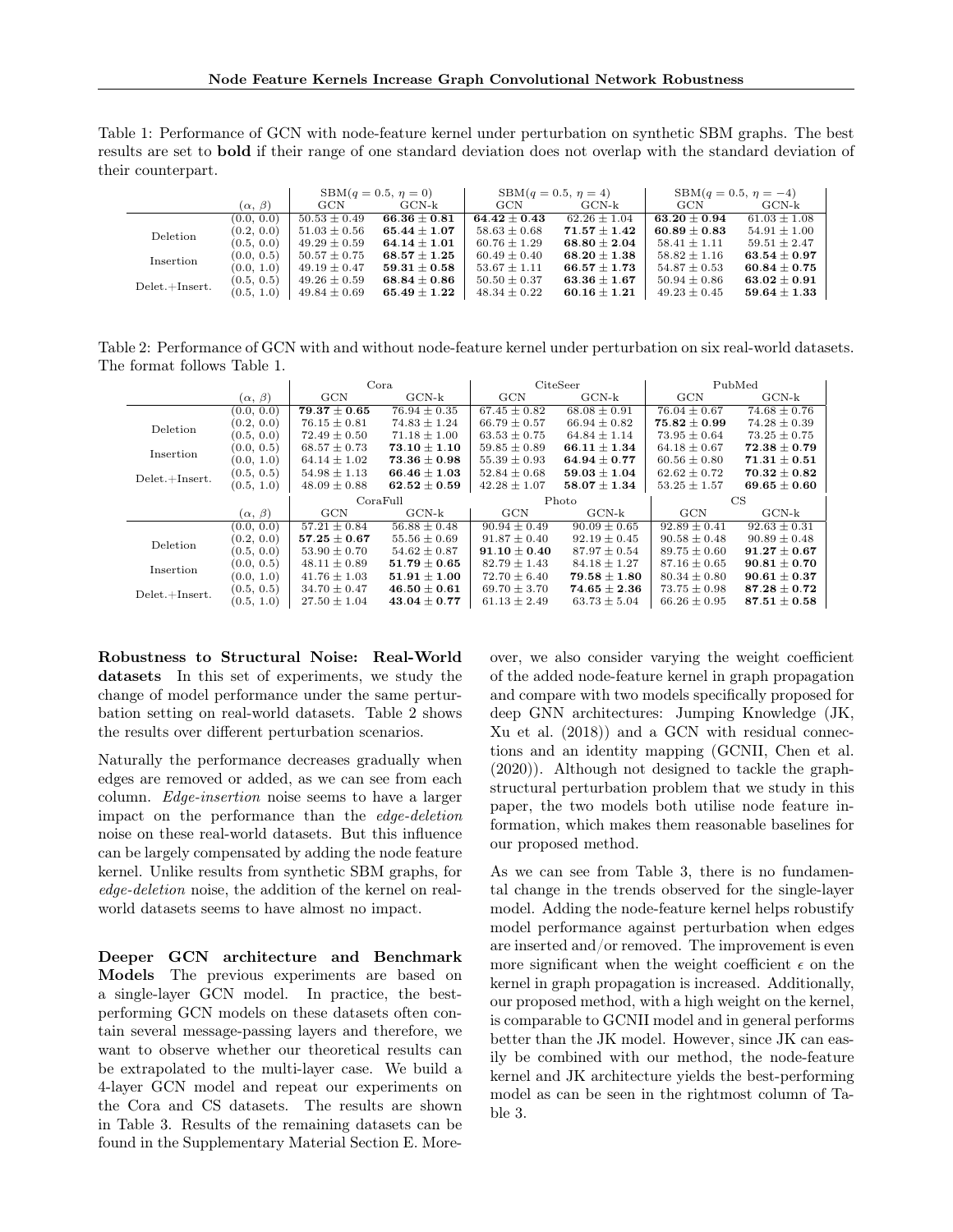Table 1: Performance of GCN with node-feature kernel under perturbation on synthetic SBM graphs. The best results are set to **bold** if their range of one standard deviation does not overlap with the standard deviation of their counterpart.

| | ($\alpha$, $\beta$) | SBM($q=0.5$, $\eta=0$) GCN | SBM($q=0.5$, $\eta=0$) GCN-k | SBM($q=0.5$, $\eta=4$) GCN | SBM($q=0.5$, $\eta=4$) GCN-k | SBM($q=0.5$, $\eta=-4$) GCN | SBM($q=0.5$, $\eta=-4$) GCN-k |
|---|---|---|---|---|---|---|---|
| | (0.0, 0.0) | $50.53 \pm 0.49$ | $\mathbf{66.36 \pm 0.81}$ | $\mathbf{64.42 \pm 0.43}$ | $62.26 \pm 1.04$ | $\mathbf{63.20 \pm 0.94}$ | $61.03 \pm 1.08$ |
| Deletion | (0.2, 0.0) | $51.03 \pm 0.56$ | $\mathbf{65.44 \pm 1.07}$ | $58.63 \pm 0.68$ | $\mathbf{71.57 \pm 1.42}$ | $\mathbf{60.89 \pm 0.83}$ | $54.91 \pm 1.00$ |
| | (0.5, 0.0) | $49.29 \pm 0.59$ | $\mathbf{64.14 \pm 1.01}$ | $60.76 \pm 1.29$ | $\mathbf{68.80 \pm 2.04}$ | $58.41 \pm 1.11$ | $59.51 \pm 2.47$ |
| Insertion | (0.0, 0.5) | $50.57 \pm 0.75$ | $\mathbf{68.57 \pm 1.25}$ | $60.49 \pm 0.40$ | $\mathbf{68.20 \pm 1.38}$ | $58.82 \pm 1.16$ | $\mathbf{63.54 \pm 0.97}$ |
| | (0.0, 1.0) | $49.19 \pm 0.47$ | $\mathbf{59.31 \pm 0.58}$ | $53.67 \pm 1.11$ | $\mathbf{66.57 \pm 1.73}$ | $54.87 \pm 0.53$ | $\mathbf{60.84 \pm 0.75}$ |
| Delet.+Insert. | (0.5, 0.5) | $49.26 \pm 0.59$ | $\mathbf{68.84 \pm 0.86}$ | $50.50 \pm 0.37$ | $\mathbf{63.36 \pm 1.67}$ | $50.94 \pm 0.86$ | $\mathbf{63.02 \pm 0.91}$ |
| | (0.5, 1.0) | $49.84 \pm 0.69$ | $\mathbf{65.49 \pm 1.22}$ | $48.34 \pm 0.22$ | $\mathbf{60.16 \pm 1.21}$ | $49.23 \pm 0.45$ | $\mathbf{59.64 \pm 1.33}$ |

Table 2: Performance of GCN with and without node-feature kernel under perturbation on six real-world datasets. The format follows Table 1.

| | ($\alpha$, $\beta$) | Cora GCN | Cora GCN-k | CiteSeer GCN | CiteSeer GCN-k | PubMed GCN | PubMed GCN-k |
|---|---|---|---|---|---|---|---|
| | (0.0, 0.0) | $\mathbf{79.37 \pm 0.65}$ | $76.94 \pm 0.35$ | $67.45 \pm 0.82$ | $68.08 \pm 0.91$ | $76.04 \pm 0.67$ | $74.68 \pm 0.76$ |
| Deletion | (0.2, 0.0) | $76.15 \pm 0.81$ | $74.83 \pm 1.24$ | $66.79 \pm 0.57$ | $66.94 \pm 0.82$ | $\mathbf{75.82 \pm 0.99}$ | $74.28 \pm 0.39$ |
| | (0.5, 0.0) | $72.49 \pm 0.50$ | $71.18 \pm 1.00$ | $63.53 \pm 0.75$ | $64.84 \pm 1.14$ | $73.95 \pm 0.64$ | $73.25 \pm 0.75$ |
| Insertion | (0.0, 0.5) | $68.57 \pm 0.73$ | $\mathbf{73.10 \pm 1.10}$ | $59.85 \pm 0.89$ | $\mathbf{66.11 \pm 1.34}$ | $64.18 \pm 0.67$ | $\mathbf{72.38 \pm 0.79}$ |
| | (0.0, 1.0) | $64.14 \pm 1.02$ | $\mathbf{73.36 \pm 0.98}$ | $55.39 \pm 0.93$ | $\mathbf{64.94 \pm 0.77}$ | $60.56 \pm 0.80$ | $\mathbf{71.31 \pm 0.51}$ |
| Delet.+Insert. | (0.5, 0.5) | $54.98 \pm 1.13$ | $\mathbf{66.46 \pm 1.03}$ | $52.84 \pm 0.68$ | $\mathbf{59.03 \pm 1.04}$ | $62.62 \pm 0.72$ | $\mathbf{70.32 \pm 0.82}$ |
| | (0.5, 1.0) | $48.09 \pm 0.88$ | $\mathbf{62.52 \pm 0.59}$ | $42.28 \pm 1.07$ | $\mathbf{58.07 \pm 1.34}$ | $53.25 \pm 1.57$ | $\mathbf{69.65 \pm 0.60}$ |
| | ($\alpha$, $\beta$) | CoraFull GCN | CoraFull GCN-k | Photo GCN | Photo GCN-k | CS GCN | CS GCN-k |
| | (0.0, 0.0) | $57.21 \pm 0.84$ | $56.88 \pm 0.48$ | $90.94 \pm 0.49$ | $90.09 \pm 0.65$ | $92.89 \pm 0.41$ | $92.63 \pm 0.31$ |
| Deletion | (0.2, 0.0) | $\mathbf{57.25 \pm 0.67}$ | $55.56 \pm 0.69$ | $91.87 \pm 0.40$ | $92.19 \pm 0.45$ | $90.58 \pm 0.48$ | $90.89 \pm 0.48$ |
| | (0.5, 0.0) | $53.90 \pm 0.70$ | $54.62 \pm 0.87$ | $\mathbf{91.10 \pm 0.40}$ | $87.97 \pm 0.54$ | $89.75 \pm 0.60$ | $\mathbf{91.27 \pm 0.67}$ |
| Insertion | (0.0, 0.5) | $48.11 \pm 0.89$ | $\mathbf{51.79 \pm 0.65}$ | $82.79 \pm 1.43$ | $84.18 \pm 1.27$ | $87.16 \pm 0.65$ | $\mathbf{90.81 \pm 0.70}$ |
| | (0.0, 1.0) | $41.76 \pm 1.03$ | $\mathbf{51.91 \pm 1.00}$ | $72.70 \pm 6.40$ | $\mathbf{79.58 \pm 1.80}$ | $80.34 \pm 0.80$ | $\mathbf{90.61 \pm 0.37}$ |
| Delet.+Insert. | (0.5, 0.5) | $34.70 \pm 0.47$ | $\mathbf{46.50 \pm 0.61}$ | $69.70 \pm 3.70$ | $\mathbf{74.65 \pm 2.36}$ | $73.75 \pm 0.98$ | $\mathbf{87.28 \pm 0.72}$ |
| | (0.5, 1.0) | $27.50 \pm 1.04$ | $\mathbf{43.04 \pm 0.77}$ | $61.13 \pm 2.49$ | $63.73 \pm 5.04$ | $66.26 \pm 0.95$ | $\mathbf{87.51 \pm 0.58}$ |

**Robustness to Structural Noise: Real-World datasets** In this set of experiments, we study the change of model performance under the same perturbation setting on real-world datasets. Table 2 shows the results over different perturbation scenarios.

Naturally the performance decreases gradually when edges are removed or added, as we can see from each column. *Edge-insertion* noise seems to have a larger impact on the performance than the *edge-deletion* noise on these real-world datasets. But this influence can be largely compensated by adding the node feature kernel. Unlike results from synthetic SBM graphs, for *edge-deletion* noise, the addition of the kernel on real-world datasets seems to have almost no impact.

**Deeper GCN architecture and Benchmark Models** The previous experiments are based on a single-layer GCN model. In practice, the best-performing GCN models on these datasets often contain several message-passing layers and therefore, we want to observe whether our theoretical results can be extrapolated to the multi-layer case. We build a 4-layer GCN model and repeat our experiments on the Cora and CS datasets. The results are shown in Table 3. Results of the remaining datasets can be found in the Supplementary Material Section E. Moreover, we also consider varying the weight coefficient of the added node-feature kernel in graph propagation and compare with two models specifically proposed for deep GNN architectures: Jumping Knowledge (JK, Xu et al. (2018)) and a GCN with residual connections and an identity mapping (GCNII, Chen et al. (2020)). Although not designed to tackle the graph-structural perturbation problem that we study in this paper, the two models both utilise node feature information, which makes them reasonable baselines for our proposed method.

As we can see from Table 3, there is no fundamental change in the trends observed for the single-layer model. Adding the node-feature kernel helps robustify model performance against perturbation when edges are inserted and/or removed. The improvement is even more significant when the weight coefficient $\epsilon$ on the kernel in graph propagation is increased. Additionally, our proposed method, with a high weight on the kernel, is comparable to GCNII model and in general performs better than the JK model. However, since JK can easily be combined with our method, the node-feature kernel and JK architecture yields the best-performing model as can be seen in the rightmost column of Table 3.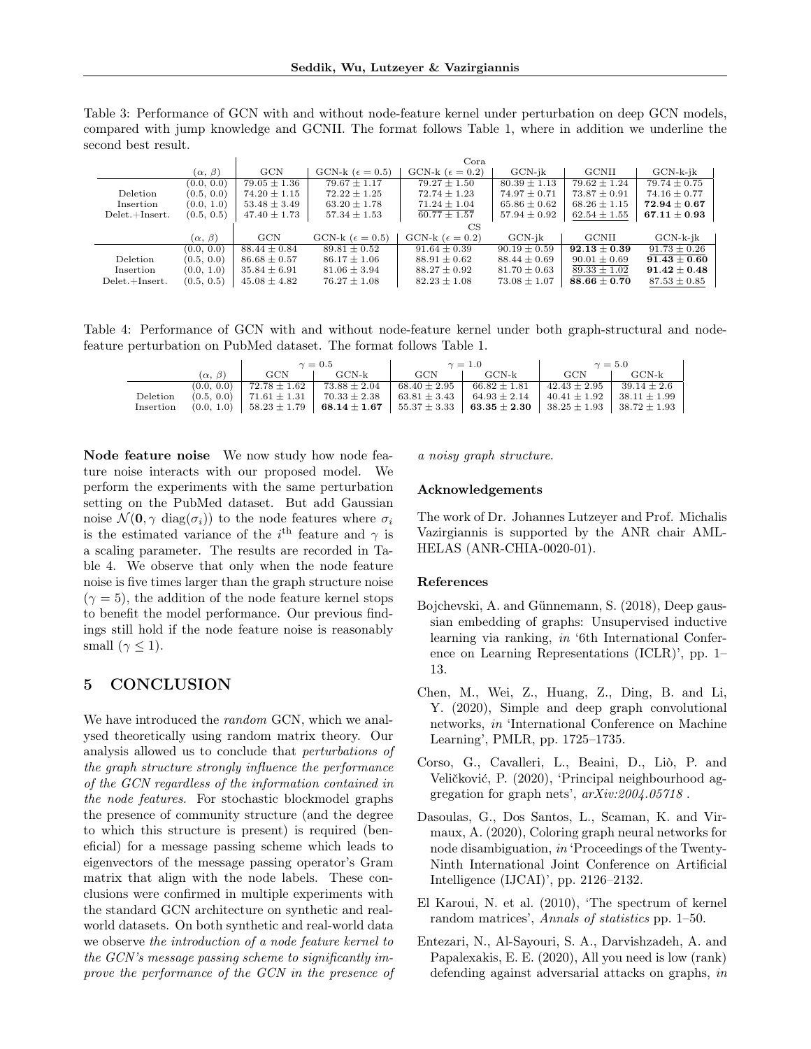Table 3: Performance of GCN with and without node-feature kernel under perturbation on deep GCN models, compared with jump knowledge and GCNII. The format follows Table 1, where in addition we underline the second best result.

| | | Cora | | | | | |
|---|---|---|---|---|---|---|---|
| | ($\alpha$, $\beta$) | GCN | GCN-k ($\epsilon = 0.5$) | GCN-k ($\epsilon = 0.2$) | GCN-jk | GCNII | GCN-k-jk |
| | (0.0, 0.0) | $79.05 \pm 1.36$ | $79.67 \pm 1.17$ | $79.27 \pm 1.50$ | $80.39 \pm 1.13$ | $79.62 \pm 1.24$ | $79.74 \pm 0.75$ |
| Deletion | (0.5, 0.0) | $74.20 \pm 1.15$ | $72.22 \pm 1.25$ | $72.74 \pm 1.23$ | $74.97 \pm 0.71$ | $73.87 \pm 0.91$ | $74.16 \pm 0.77$ |
| Insertion | (0.0, 1.0) | $53.48 \pm 3.49$ | $63.20 \pm 1.78$ | <u>$71.24 \pm 1.04$</u> | $65.86 \pm 0.62$ | $68.26 \pm 1.15$ | $\mathbf{72.94 \pm 0.67}$ |
| Delet.+Insert. | (0.5, 0.5) | $47.40 \pm 1.73$ | $57.34 \pm 1.53$ | $60.77 \pm 1.57$ | $57.94 \pm 0.92$ | <u>$62.54 \pm 1.55$</u> | $\mathbf{67.11 \pm 0.93}$ |
| | | CS | | | | | |
| | ($\alpha$, $\beta$) | GCN | GCN-k ($\epsilon = 0.5$) | GCN-k ($\epsilon = 0.2$) | GCN-jk | GCNII | GCN-k-jk |
| | (0.0, 0.0) | $88.44 \pm 0.84$ | $89.81 \pm 0.52$ | $91.64 \pm 0.39$ | $90.19 \pm 0.59$ | $\mathbf{92.13 \pm 0.39}$ | $91.73 \pm 0.26$ |
| Deletion | (0.5, 0.0) | $86.68 \pm 0.57$ | $86.17 \pm 1.06$ | $88.91 \pm 0.62$ | $88.44 \pm 0.69$ | <u>$90.01 \pm 0.69$</u> | $\mathbf{91.43 \pm 0.60}$ |
| Insertion | (0.0, 1.0) | $35.84 \pm 6.91$ | $81.06 \pm 3.94$ | $88.27 \pm 0.92$ | $81.70 \pm 0.63$ | <u>$89.33 \pm 1.02$</u> | $\mathbf{91.42 \pm 0.48}$ |
| Delet.+Insert. | (0.5, 0.5) | $45.08 \pm 4.82$ | $76.27 \pm 1.08$ | $82.23 \pm 1.08$ | $73.08 \pm 1.07$ | $\mathbf{88.66 \pm 0.70}$ | <u>$87.53 \pm 0.85$</u> |

Table 4: Performance of GCN with and without node-feature kernel under both graph-structural and node-feature perturbation on PubMed dataset. The format follows Table 1.

| | | $\gamma = 0.5$ | | $\gamma = 1.0$ | | $\gamma = 5.0$ | |
|---|---|---|---|---|---|---|---|
| | ($\alpha$, $\beta$) | GCN | GCN-k | GCN | GCN-k | GCN | GCN-k |
| | (0.0, 0.0) | $72.78 \pm 1.62$ | $73.88 \pm 2.04$ | $68.40 \pm 2.95$ | $66.82 \pm 1.81$ | $42.43 \pm 2.95$ | $39.14 \pm 2.6$ |
| Deletion | (0.5, 0.0) | $71.61 \pm 1.31$ | $70.33 \pm 2.38$ | $63.81 \pm 3.43$ | $64.93 \pm 2.14$ | $40.41 \pm 1.92$ | $38.11 \pm 1.99$ |
| Insertion | (0.0, 1.0) | $58.23 \pm 1.79$ | $\mathbf{68.14 \pm 1.67}$ | $55.37 \pm 3.33$ | $\mathbf{63.35 \pm 2.30}$ | $38.25 \pm 1.93$ | $38.72 \pm 1.93$ |

**Node feature noise** We now study how node feature noise interacts with our proposed model. We perform the experiments with the same perturbation setting on the PubMed dataset. But add Gaussian noise $\mathcal{N}(\mathbf{0}, \gamma\ \mathrm{diag}(\sigma_i))$ to the node features where $\sigma_i$ is the estimated variance of the $i^{\text{th}}$ feature and $\gamma$ is a scaling parameter. The results are recorded in Table 4. We observe that only when the node feature noise is five times larger than the graph structure noise ($\gamma = 5$), the addition of the node feature kernel stops to benefit the model performance. Our previous findings still hold if the node feature noise is reasonably small ($\gamma \leq 1$).

## 5 CONCLUSION

We have introduced the *random* GCN, which we analysed theoretically using random matrix theory. Our analysis allowed us to conclude that *perturbations of the graph structure strongly influence the performance of the GCN regardless of the information contained in the node features.* For stochastic blockmodel graphs the presence of community structure (and the degree to which this structure is present) is required (beneficial) for a message passing scheme which leads to eigenvectors of the message passing operator's Gram matrix that align with the node labels. These conclusions were confirmed in multiple experiments with the standard GCN architecture on synthetic and real-world datasets. On both synthetic and real-world data we observe *the introduction of a node feature kernel to the GCN's message passing scheme to significantly improve the performance of the GCN in the presence of a noisy graph structure.*

### Acknowledgements

The work of Dr. Johannes Lutzeyer and Prof. Michalis Vazirgiannis is supported by the ANR chair AML-HELAS (ANR-CHIA-0020-01).

### References

Bojchevski, A. and Günnemann, S. (2018), Deep gaussian embedding of graphs: Unsupervised inductive learning via ranking, *in* '6th International Conference on Learning Representations (ICLR)', pp. 1–13.

Chen, M., Wei, Z., Huang, Z., Ding, B. and Li, Y. (2020), Simple and deep graph convolutional networks, *in* 'International Conference on Machine Learning', PMLR, pp. 1725–1735.

Corso, G., Cavalleri, L., Beaini, D., Liò, P. and Veličković, P. (2020), 'Principal neighbourhood aggregation for graph nets', *arXiv:2004.05718* .

Dasoulas, G., Dos Santos, L., Scaman, K. and Virmaux, A. (2020), Coloring graph neural networks for node disambiguation, *in* 'Proceedings of the Twenty-Ninth International Joint Conference on Artificial Intelligence (IJCAI)', pp. 2126–2132.

El Karoui, N. et al. (2010), 'The spectrum of kernel random matrices', *Annals of statistics* pp. 1–50.

Entezari, N., Al-Sayouri, S. A., Darvishzadeh, A. and Papalexakis, E. E. (2020), All you need is low (rank) defending against adversarial attacks on graphs, *in*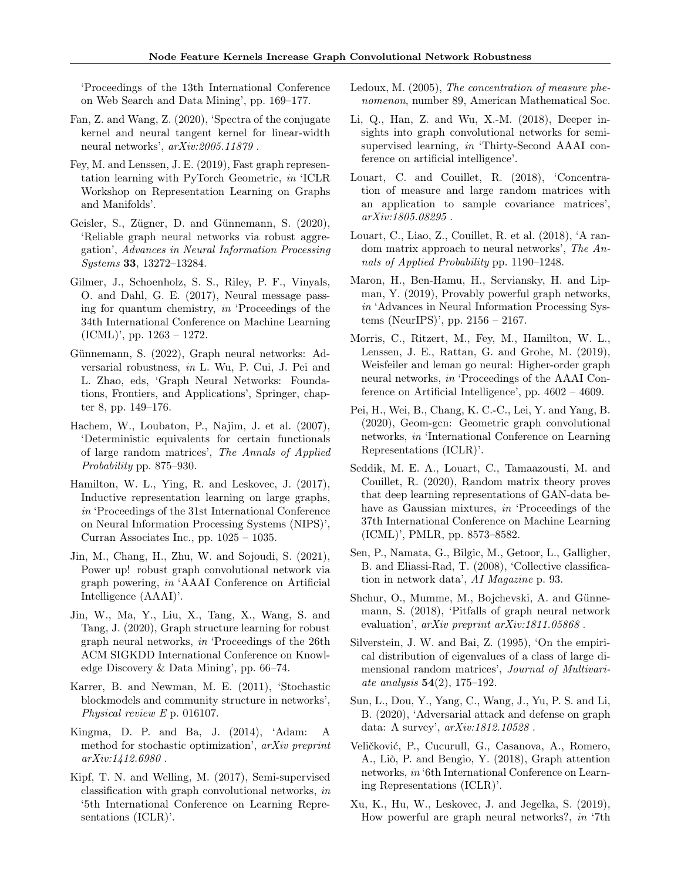'Proceedings of the 13th International Conference on Web Search and Data Mining', pp. 169–177.

Fan, Z. and Wang, Z. (2020), 'Spectra of the conjugate kernel and neural tangent kernel for linear-width neural networks', *arXiv:2005.11879* .

Fey, M. and Lenssen, J. E. (2019), Fast graph representation learning with PyTorch Geometric, *in* 'ICLR Workshop on Representation Learning on Graphs and Manifolds'.

Geisler, S., Zügner, D. and Günnemann, S. (2020), 'Reliable graph neural networks via robust aggregation', *Advances in Neural Information Processing Systems* **33**, 13272–13284.

Gilmer, J., Schoenholz, S. S., Riley, P. F., Vinyals, O. and Dahl, G. E. (2017), Neural message passing for quantum chemistry, *in* 'Proceedings of the 34th International Conference on Machine Learning (ICML)', pp. 1263 – 1272.

Günnemann, S. (2022), Graph neural networks: Adversarial robustness, *in* L. Wu, P. Cui, J. Pei and L. Zhao, eds, 'Graph Neural Networks: Foundations, Frontiers, and Applications', Springer, chapter 8, pp. 149–176.

Hachem, W., Loubaton, P., Najim, J. et al. (2007), 'Deterministic equivalents for certain functionals of large random matrices', *The Annals of Applied Probability* pp. 875–930.

Hamilton, W. L., Ying, R. and Leskovec, J. (2017), Inductive representation learning on large graphs, *in* 'Proceedings of the 31st International Conference on Neural Information Processing Systems (NIPS)', Curran Associates Inc., pp. 1025 – 1035.

Jin, M., Chang, H., Zhu, W. and Sojoudi, S. (2021), Power up! robust graph convolutional network via graph powering, *in* 'AAAI Conference on Artificial Intelligence (AAAI)'.

Jin, W., Ma, Y., Liu, X., Tang, X., Wang, S. and Tang, J. (2020), Graph structure learning for robust graph neural networks, *in* 'Proceedings of the 26th ACM SIGKDD International Conference on Knowledge Discovery & Data Mining', pp. 66–74.

Karrer, B. and Newman, M. E. (2011), 'Stochastic blockmodels and community structure in networks', *Physical review E* p. 016107.

Kingma, D. P. and Ba, J. (2014), 'Adam: A method for stochastic optimization', *arXiv preprint arXiv:1412.6980* .

Kipf, T. N. and Welling, M. (2017), Semi-supervised classification with graph convolutional networks, *in* '5th International Conference on Learning Representations (ICLR)'.

Ledoux, M. (2005), *The concentration of measure phenomenon*, number 89, American Mathematical Soc.

Li, Q., Han, Z. and Wu, X.-M. (2018), Deeper insights into graph convolutional networks for semi-supervised learning, *in* 'Thirty-Second AAAI conference on artificial intelligence'.

Louart, C. and Couillet, R. (2018), 'Concentration of measure and large random matrices with an application to sample covariance matrices', *arXiv:1805.08295* .

Louart, C., Liao, Z., Couillet, R. et al. (2018), 'A random matrix approach to neural networks', *The Annals of Applied Probability* pp. 1190–1248.

Maron, H., Ben-Hamu, H., Serviansky, H. and Lipman, Y. (2019), Provably powerful graph networks, *in* 'Advances in Neural Information Processing Systems (NeurIPS)', pp. 2156 – 2167.

Morris, C., Ritzert, M., Fey, M., Hamilton, W. L., Lenssen, J. E., Rattan, G. and Grohe, M. (2019), Weisfeiler and leman go neural: Higher-order graph neural networks, *in* 'Proceedings of the AAAI Conference on Artificial Intelligence', pp. 4602 – 4609.

Pei, H., Wei, B., Chang, K. C.-C., Lei, Y. and Yang, B. (2020), Geom-gcn: Geometric graph convolutional networks, *in* 'International Conference on Learning Representations (ICLR)'.

Seddik, M. E. A., Louart, C., Tamaazousti, M. and Couillet, R. (2020), Random matrix theory proves that deep learning representations of GAN-data behave as Gaussian mixtures, *in* 'Proceedings of the 37th International Conference on Machine Learning (ICML)', PMLR, pp. 8573–8582.

Sen, P., Namata, G., Bilgic, M., Getoor, L., Galligher, B. and Eliassi-Rad, T. (2008), 'Collective classification in network data', *AI Magazine* p. 93.

Shchur, O., Mumme, M., Bojchevski, A. and Günnemann, S. (2018), 'Pitfalls of graph neural network evaluation', *arXiv preprint arXiv:1811.05868* .

Silverstein, J. W. and Bai, Z. (1995), 'On the empirical distribution of eigenvalues of a class of large dimensional random matrices', *Journal of Multivariate analysis* **54**(2), 175–192.

Sun, L., Dou, Y., Yang, C., Wang, J., Yu, P. S. and Li, B. (2020), 'Adversarial attack and defense on graph data: A survey', *arXiv:1812.10528* .

Veličković, P., Cucurull, G., Casanova, A., Romero, A., Liò, P. and Bengio, Y. (2018), Graph attention networks, *in* '6th International Conference on Learning Representations (ICLR)'.

Xu, K., Hu, W., Leskovec, J. and Jegelka, S. (2019), How powerful are graph neural networks?, *in* '7th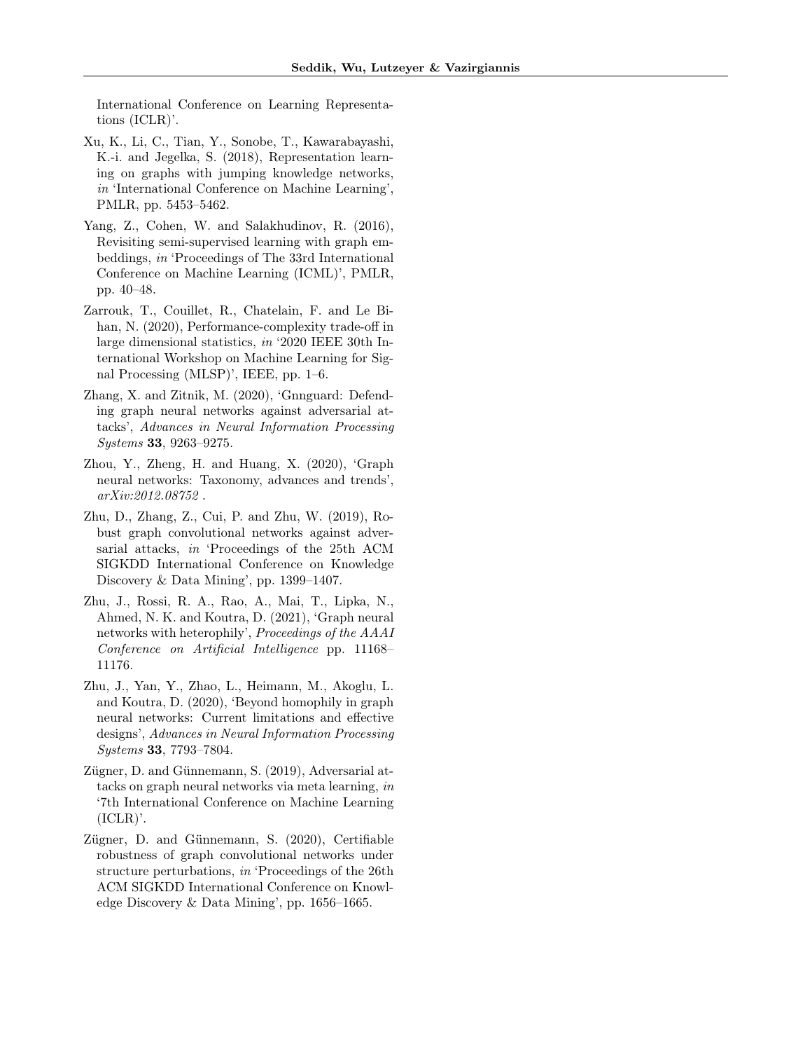International Conference on Learning Representations (ICLR)'.

Xu, K., Li, C., Tian, Y., Sonobe, T., Kawarabayashi, K.-i. and Jegelka, S. (2018), Representation learning on graphs with jumping knowledge networks, *in* 'International Conference on Machine Learning', PMLR, pp. 5453–5462.

Yang, Z., Cohen, W. and Salakhudinov, R. (2016), Revisiting semi-supervised learning with graph embeddings, *in* 'Proceedings of The 33rd International Conference on Machine Learning (ICML)', PMLR, pp. 40–48.

Zarrouk, T., Couillet, R., Chatelain, F. and Le Bihan, N. (2020), Performance-complexity trade-off in large dimensional statistics, *in* '2020 IEEE 30th International Workshop on Machine Learning for Signal Processing (MLSP)', IEEE, pp. 1–6.

Zhang, X. and Zitnik, M. (2020), 'Gnnguard: Defending graph neural networks against adversarial attacks', *Advances in Neural Information Processing Systems* **33**, 9263–9275.

Zhou, Y., Zheng, H. and Huang, X. (2020), 'Graph neural networks: Taxonomy, advances and trends', *arXiv:2012.08752* .

Zhu, D., Zhang, Z., Cui, P. and Zhu, W. (2019), Robust graph convolutional networks against adversarial attacks, *in* 'Proceedings of the 25th ACM SIGKDD International Conference on Knowledge Discovery & Data Mining', pp. 1399–1407.

Zhu, J., Rossi, R. A., Rao, A., Mai, T., Lipka, N., Ahmed, N. K. and Koutra, D. (2021), 'Graph neural networks with heterophily', *Proceedings of the AAAI Conference on Artificial Intelligence* pp. 11168–11176.

Zhu, J., Yan, Y., Zhao, L., Heimann, M., Akoglu, L. and Koutra, D. (2020), 'Beyond homophily in graph neural networks: Current limitations and effective designs', *Advances in Neural Information Processing Systems* **33**, 7793–7804.

Zügner, D. and Günnemann, S. (2019), Adversarial attacks on graph neural networks via meta learning, *in* '7th International Conference on Machine Learning (ICLR)'.

Zügner, D. and Günnemann, S. (2020), Certifiable robustness of graph convolutional networks under structure perturbations, *in* 'Proceedings of the 26th ACM SIGKDD International Conference on Knowledge Discovery & Data Mining', pp. 1656–1665.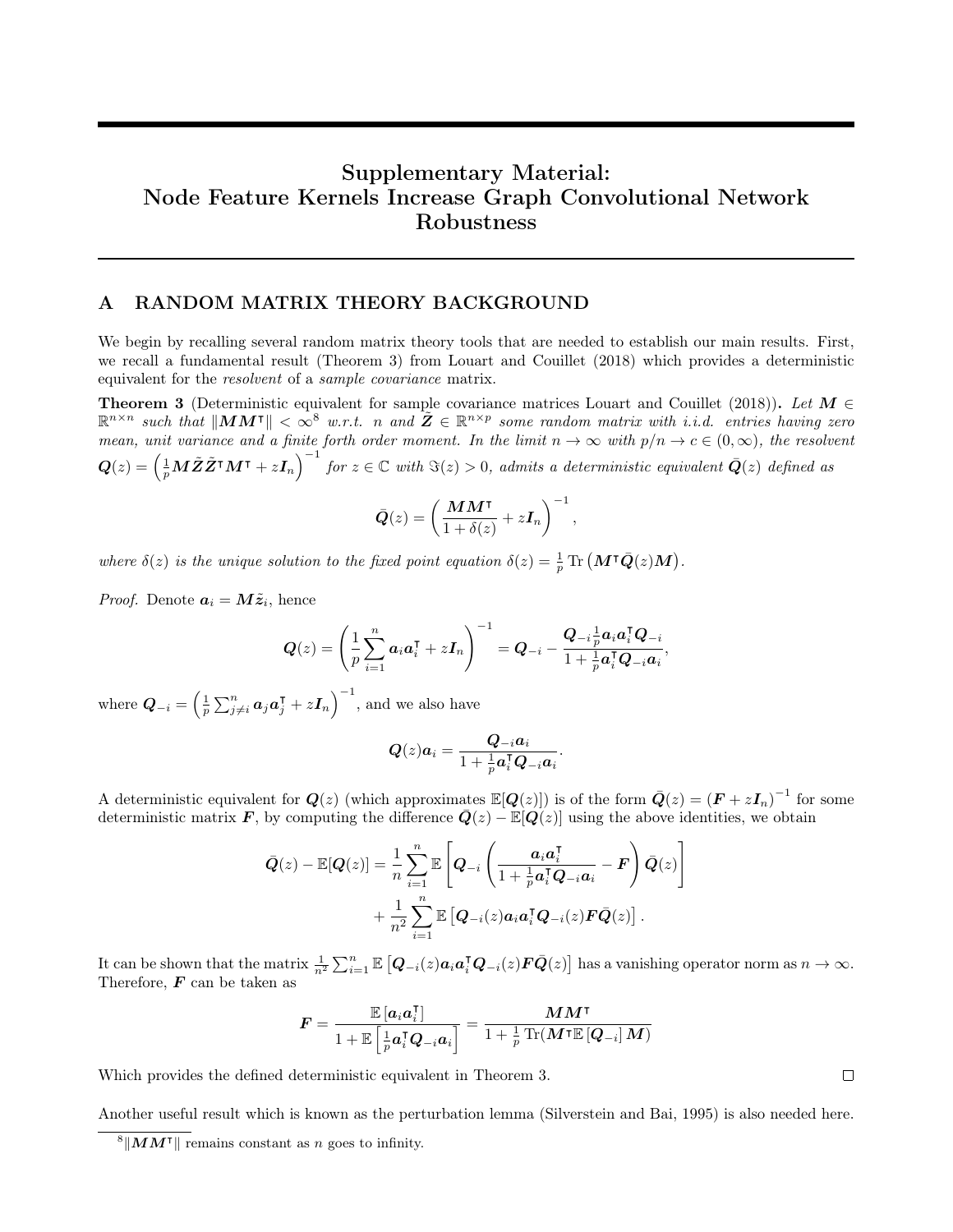# Supplementary Material: Node Feature Kernels Increase Graph Convolutional Network Robustness

## A RANDOM MATRIX THEORY BACKGROUND

We begin by recalling several random matrix theory tools that are needed to establish our main results. First, we recall a fundamental result (Theorem 3) from Louart and Couillet (2018) which provides a deterministic equivalent for the *resolvent* of a *sample covariance* matrix.

**Theorem 3** (Deterministic equivalent for sample covariance matrices Louart and Couillet (2018))**.** *Let $\boldsymbol{M} \in \mathbb{R}^{n\times n}$ such that $\|\boldsymbol{M}\boldsymbol{M}^\intercal\| < \infty$[8] w.r.t. $n$ and $\tilde{\boldsymbol{Z}} \in \mathbb{R}^{n\times p}$ some random matrix with i.i.d. entries having zero mean, unit variance and a finite forth order moment. In the limit $n \to \infty$ with $p/n \to c \in (0, \infty)$, the resolvent $\boldsymbol{Q}(z) = \left(\frac{1}{p}\boldsymbol{M}\tilde{\boldsymbol{Z}}\tilde{\boldsymbol{Z}}^\intercal\boldsymbol{M}^\intercal + z\boldsymbol{I}_n\right)^{-1}$ for $z \in \mathbb{C}$ with $\Im(z) > 0$, admits a deterministic equivalent $\bar{\boldsymbol{Q}}(z)$ defined as*

$$
\bar{\boldsymbol{Q}}(z) = \left(\frac{\boldsymbol{M}\boldsymbol{M}^\intercal}{1+\delta(z)} + z\boldsymbol{I}_n\right)^{-1},
$$

*where $\delta(z)$ is the unique solution to the fixed point equation $\delta(z) = \frac{1}{p}\operatorname{Tr}\left(\boldsymbol{M}^\intercal\bar{\boldsymbol{Q}}(z)\boldsymbol{M}\right)$.*

*Proof.* Denote $\boldsymbol{a}_i = \boldsymbol{M}\tilde{\boldsymbol{z}}_i$, hence

$$
\boldsymbol{Q}(z) = \left(\frac{1}{p}\sum_{i=1}^n \boldsymbol{a}_i\boldsymbol{a}_i^\intercal + z\boldsymbol{I}_n\right)^{-1} = \boldsymbol{Q}_{-i} - \frac{\boldsymbol{Q}_{-i}\frac{1}{p}\boldsymbol{a}_i\boldsymbol{a}_i^\intercal\boldsymbol{Q}_{-i}}{1+\frac{1}{p}\boldsymbol{a}_i^\intercal\boldsymbol{Q}_{-i}\boldsymbol{a}_i},
$$

where $\boldsymbol{Q}_{-i} = \left(\frac{1}{p}\sum_{j\neq i}^n \boldsymbol{a}_j\boldsymbol{a}_j^\intercal + z\boldsymbol{I}_n\right)^{-1}$, and we also have

$$
\boldsymbol{Q}(z)\boldsymbol{a}_i = \frac{\boldsymbol{Q}_{-i}\boldsymbol{a}_i}{1+\frac{1}{p}\boldsymbol{a}_i^\intercal\boldsymbol{Q}_{-i}\boldsymbol{a}_i}.
$$

A deterministic equivalent for $\boldsymbol{Q}(z)$ (which approximates $\mathbb{E}[\boldsymbol{Q}(z)]$) is of the form $\bar{\boldsymbol{Q}}(z) = \left(\boldsymbol{F} + z\boldsymbol{I}_n\right)^{-1}$ for some deterministic matrix $\boldsymbol{F}$, by computing the difference $\bar{\boldsymbol{Q}}(z) - \mathbb{E}[\boldsymbol{Q}(z)]$ using the above identities, we obtain

$$
\begin{aligned}
\bar{\boldsymbol{Q}}(z) - \mathbb{E}[\boldsymbol{Q}(z)] = \frac{1}{n}\sum_{i=1}^n \mathbb{E}\left[\boldsymbol{Q}_{-i}\left(\frac{\boldsymbol{a}_i\boldsymbol{a}_i^\intercal}{1+\frac{1}{p}\boldsymbol{a}_i^\intercal\boldsymbol{Q}_{-i}\boldsymbol{a}_i} - \boldsymbol{F}\right)\bar{\boldsymbol{Q}}(z)\right] \\
+ \frac{1}{n^2}\sum_{i=1}^n \mathbb{E}\left[\boldsymbol{Q}_{-i}(z)\boldsymbol{a}_i\boldsymbol{a}_i^\intercal\boldsymbol{Q}_{-i}(z)\boldsymbol{F}\bar{\boldsymbol{Q}}(z)\right].
\end{aligned}
$$

It can be shown that the matrix $\frac{1}{n^2}\sum_{i=1}^n \mathbb{E}\left[\boldsymbol{Q}_{-i}(z)\boldsymbol{a}_i\boldsymbol{a}_i^\intercal\boldsymbol{Q}_{-i}(z)\boldsymbol{F}\bar{\boldsymbol{Q}}(z)\right]$ has a vanishing operator norm as $n \to \infty$. Therefore, $\boldsymbol{F}$ can be taken as

$$
\boldsymbol{F} = \frac{\mathbb{E}\left[\boldsymbol{a}_i\boldsymbol{a}_i^\intercal\right]}{1+\mathbb{E}\left[\frac{1}{p}\boldsymbol{a}_i^\intercal\boldsymbol{Q}_{-i}\boldsymbol{a}_i\right]} = \frac{\boldsymbol{M}\boldsymbol{M}^\intercal}{1+\frac{1}{p}\operatorname{Tr}(\boldsymbol{M}^\intercal\mathbb{E}\left[\boldsymbol{Q}_{-i}\right]\boldsymbol{M})}
$$

Which provides the defined deterministic equivalent in Theorem 3. □

Another useful result which is known as the perturbation lemma (Silverstein and Bai, 1995) is also needed here.

[8] $\|\boldsymbol{M}\boldsymbol{M}^\intercal\|$ remains constant as $n$ goes to infinity.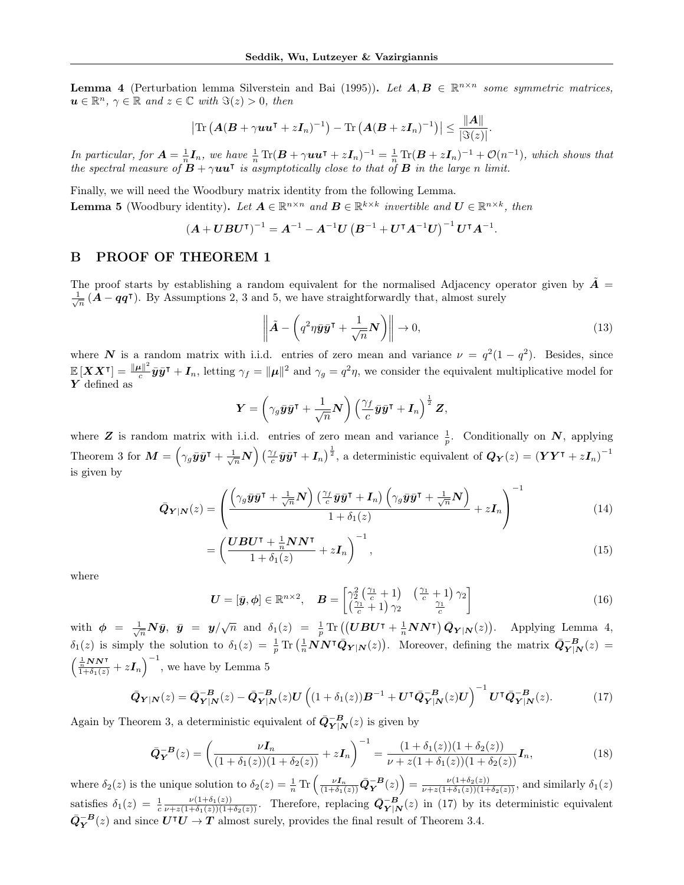**Lemma 4** (Perturbation lemma Silverstein and Bai (1995))**.** *Let $\boldsymbol{A}, \boldsymbol{B} \in \mathbb{R}^{n\times n}$ some symmetric matrices, $\boldsymbol{u} \in \mathbb{R}^n$, $\gamma \in \mathbb{R}$ and $z \in \mathbb{C}$ with $\Im(z) > 0$, then*

$$\left|\operatorname{Tr}\left(\boldsymbol{A}(\boldsymbol{B} + \gamma \boldsymbol{u}\boldsymbol{u}^\intercal + z\boldsymbol{I}_n)^{-1}\right) - \operatorname{Tr}\left(\boldsymbol{A}(\boldsymbol{B} + z\boldsymbol{I}_n)^{-1}\right)\right| \leq \frac{\|\boldsymbol{A}\|}{|\Im(z)|}.$$

*In particular, for $\boldsymbol{A} = \frac{1}{n}\boldsymbol{I}_n$, we have $\frac{1}{n}\operatorname{Tr}(\boldsymbol{B} + \gamma\boldsymbol{u}\boldsymbol{u}^\intercal + z\boldsymbol{I}_n)^{-1} = \frac{1}{n}\operatorname{Tr}(\boldsymbol{B} + z\boldsymbol{I}_n)^{-1} + \mathcal{O}(n^{-1})$, which shows that the spectral measure of $\boldsymbol{B} + \gamma\boldsymbol{u}\boldsymbol{u}^\intercal$ is asymptotically close to that of $\boldsymbol{B}$ in the large n limit.*

Finally, we will need the Woodbury matrix identity from the following Lemma.

**Lemma 5** (Woodbury identity)**.** *Let $\boldsymbol{A} \in \mathbb{R}^{n\times n}$ and $\boldsymbol{B} \in \mathbb{R}^{k\times k}$ invertible and $\boldsymbol{U} \in \mathbb{R}^{n\times k}$, then*

$$(\boldsymbol{A} + \boldsymbol{U}\boldsymbol{B}\boldsymbol{U}^\intercal)^{-1} = \boldsymbol{A}^{-1} - \boldsymbol{A}^{-1}\boldsymbol{U}\left(\boldsymbol{B}^{-1} + \boldsymbol{U}^\intercal\boldsymbol{A}^{-1}\boldsymbol{U}\right)^{-1}\boldsymbol{U}^\intercal\boldsymbol{A}^{-1}.$$

# B PROOF OF THEOREM 1

The proof starts by establishing a random equivalent for the normalised Adjacency operator given by $\tilde{\boldsymbol{A}} = \frac{1}{\sqrt{n}}\left(\boldsymbol{A} - \boldsymbol{q}\boldsymbol{q}^\intercal\right)$. By Assumptions 2, 3 and 5, we have straightforwardly that, almost surely

$$\left\|\tilde{\boldsymbol{A}} - \left(q^2\eta\bar{\boldsymbol{y}}\bar{\boldsymbol{y}}^\intercal + \frac{1}{\sqrt{n}}\boldsymbol{N}\right)\right\| \to 0, \tag{13}$$

where $\boldsymbol{N}$ is a random matrix with i.i.d. entries of zero mean and variance $\nu = q^2(1-q^2)$. Besides, since $\mathbb{E}\left[\boldsymbol{X}\boldsymbol{X}^\intercal\right] = \frac{\|\boldsymbol{\mu}\|^2}{c}\bar{\boldsymbol{y}}\bar{\boldsymbol{y}}^\intercal + \boldsymbol{I}_n$, letting $\gamma_f = \|\boldsymbol{\mu}\|^2$ and $\gamma_g = q^2\eta$, we consider the equivalent multiplicative model for $\boldsymbol{Y}$ defined as

$$\boldsymbol{Y} = \left(\gamma_g\bar{\boldsymbol{y}}\bar{\boldsymbol{y}}^\intercal + \frac{1}{\sqrt{n}}\boldsymbol{N}\right)\left(\frac{\gamma_f}{c}\bar{\boldsymbol{y}}\bar{\boldsymbol{y}}^\intercal + \boldsymbol{I}_n\right)^{\frac{1}{2}}\boldsymbol{Z},$$

where $\boldsymbol{Z}$ is random matrix with i.i.d. entries of zero mean and variance $\frac{1}{p}$. Conditionally on $\boldsymbol{N}$, applying Theorem 3 for $\boldsymbol{M} = \left(\gamma_g\bar{\boldsymbol{y}}\bar{\boldsymbol{y}}^\intercal + \frac{1}{\sqrt{n}}\boldsymbol{N}\right)\left(\frac{\gamma_f}{c}\bar{\boldsymbol{y}}\bar{\boldsymbol{y}}^\intercal + \boldsymbol{I}_n\right)^{\frac{1}{2}}$, a deterministic equivalent of $\boldsymbol{Q}_{\boldsymbol{Y}}(z) = \left(\boldsymbol{Y}\boldsymbol{Y}^\intercal + z\boldsymbol{I}_n\right)^{-1}$ is given by

$$\bar{\boldsymbol{Q}}_{\boldsymbol{Y}|\boldsymbol{N}}(z) = \left(\frac{\left(\gamma_g\bar{\boldsymbol{y}}\bar{\boldsymbol{y}}^\intercal + \frac{1}{\sqrt{n}}\boldsymbol{N}\right)\left(\frac{\gamma_f}{c}\bar{\boldsymbol{y}}\bar{\boldsymbol{y}}^\intercal + \boldsymbol{I}_n\right)\left(\gamma_g\bar{\boldsymbol{y}}\bar{\boldsymbol{y}}^\intercal + \frac{1}{\sqrt{n}}\boldsymbol{N}\right)}{1 + \delta_1(z)} + z\boldsymbol{I}_n\right)^{-1} \tag{14}$$

$$= \left(\frac{\boldsymbol{U}\boldsymbol{B}\boldsymbol{U}^\intercal + \frac{1}{n}\boldsymbol{N}\boldsymbol{N}^\intercal}{1 + \delta_1(z)} + z\boldsymbol{I}_n\right)^{-1}, \tag{15}$$

where

$$\boldsymbol{U} = [\bar{\boldsymbol{y}}, \boldsymbol{\phi}] \in \mathbb{R}^{n\times 2}, \quad \boldsymbol{B} = \begin{bmatrix}\gamma_2^2\left(\frac{\gamma_1}{c} + 1\right) & \left(\frac{\gamma_1}{c} + 1\right)\gamma_2 \\ \left(\frac{\gamma_1}{c} + 1\right)\gamma_2 & \frac{\gamma_1}{c}\end{bmatrix} \tag{16}$$

with $\boldsymbol{\phi} = \frac{1}{\sqrt{n}}\boldsymbol{N}\bar{\boldsymbol{y}}$, $\bar{\boldsymbol{y}} = \boldsymbol{y}/\sqrt{n}$ and $\delta_1(z) = \frac{1}{p}\operatorname{Tr}\left(\left(\boldsymbol{U}\boldsymbol{B}\boldsymbol{U}^\intercal + \frac{1}{n}\boldsymbol{N}\boldsymbol{N}^\intercal\right)\bar{\boldsymbol{Q}}_{\boldsymbol{Y}|\boldsymbol{N}}(z)\right)$. Applying Lemma 4, $\delta_1(z)$ is simply the solution to $\delta_1(z) = \frac{1}{p}\operatorname{Tr}\left(\frac{1}{n}\boldsymbol{N}\boldsymbol{N}^\intercal\bar{\boldsymbol{Q}}_{\boldsymbol{Y}|\boldsymbol{N}}(z)\right)$. Moreover, defining the matrix $\bar{\boldsymbol{Q}}^{-\boldsymbol{B}}_{\boldsymbol{Y}|\boldsymbol{N}}(z) = \left(\frac{\frac{1}{n}\boldsymbol{N}\boldsymbol{N}^\intercal}{1+\delta_1(z)} + z\boldsymbol{I}_n\right)^{-1}$, we have by Lemma 5

$$\bar{\boldsymbol{Q}}_{\boldsymbol{Y}|\boldsymbol{N}}(z) = \bar{\boldsymbol{Q}}^{-\boldsymbol{B}}_{\boldsymbol{Y}|\boldsymbol{N}}(z) - \bar{\boldsymbol{Q}}^{-\boldsymbol{B}}_{\boldsymbol{Y}|\boldsymbol{N}}(z)\boldsymbol{U}\left((1+\delta_1(z))\boldsymbol{B}^{-1} + \boldsymbol{U}^\intercal\bar{\boldsymbol{Q}}^{-\boldsymbol{B}}_{\boldsymbol{Y}|\boldsymbol{N}}(z)\boldsymbol{U}\right)^{-1}\boldsymbol{U}^\intercal\bar{\boldsymbol{Q}}^{-\boldsymbol{B}}_{\boldsymbol{Y}|\boldsymbol{N}}(z). \tag{17}$$

Again by Theorem 3, a deterministic equivalent of $\bar{\boldsymbol{Q}}^{-\boldsymbol{B}}_{\boldsymbol{Y}|\boldsymbol{N}}(z)$ is given by

$$\bar{\boldsymbol{Q}}^{-\boldsymbol{B}}_{\boldsymbol{Y}}(z) = \left(\frac{\nu\boldsymbol{I}_n}{(1+\delta_1(z))(1+\delta_2(z))} + z\boldsymbol{I}_n\right)^{-1} = \frac{(1+\delta_1(z))(1+\delta_2(z))}{\nu + z(1+\delta_1(z))(1+\delta_2(z))}\boldsymbol{I}_n, \tag{18}$$

where $\delta_2(z)$ is the unique solution to $\delta_2(z) = \frac{1}{n}\operatorname{Tr}\left(\frac{\nu\boldsymbol{I}_n}{(1+\delta_1(z))}\bar{\boldsymbol{Q}}^{-\boldsymbol{B}}_{\boldsymbol{Y}}(z)\right) = \frac{\nu(1+\delta_2(z))}{\nu + z(1+\delta_1(z))(1+\delta_2(z))}$, and similarly $\delta_1(z)$ satisfies $\delta_1(z) = \frac{1}{c}\frac{\nu(1+\delta_1(z))}{\nu + z(1+\delta_1(z))(1+\delta_2(z))}$. Therefore, replacing $\bar{\boldsymbol{Q}}^{-\boldsymbol{B}}_{\boldsymbol{Y}|\boldsymbol{N}}(z)$ in (17) by its deterministic equivalent $\bar{\boldsymbol{Q}}^{-\boldsymbol{B}}_{\boldsymbol{Y}}(z)$ and since $\boldsymbol{U}^\intercal\boldsymbol{U} \to \boldsymbol{T}$ almost surely, provides the final result of Theorem 3.4.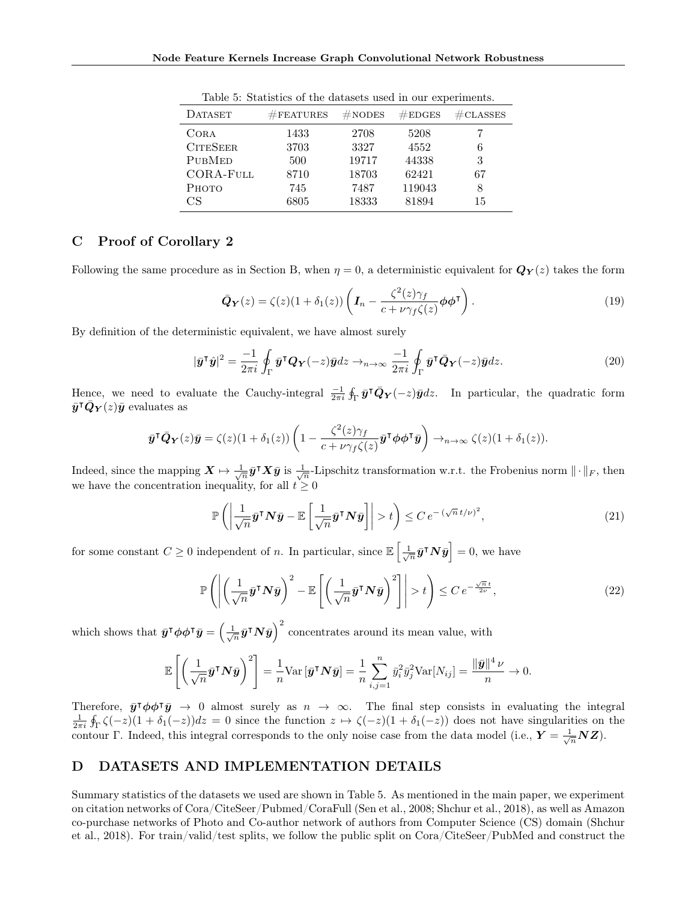Table 5: Statistics of the datasets used in our experiments.

| DATASET | #FEATURES | #NODES | #EDGES | #CLASSES |
|---|---|---|---|---|
| CORA | 1433 | 2708 | 5208 | 7 |
| CITESEER | 3703 | 3327 | 4552 | 6 |
| PUBMED | 500 | 19717 | 44338 | 3 |
| CORA-FULL | 8710 | 18703 | 62421 | 67 |
| PHOTO | 745 | 7487 | 119043 | 8 |
| CS | 6805 | 18333 | 81894 | 15 |

## C Proof of Corollary 2

Following the same procedure as in Section B, when $\eta = 0$, a deterministic equivalent for $\boldsymbol{Q_Y}(z)$ takes the form

$$\bar{\boldsymbol{Q}}_{\boldsymbol{Y}}(z) = \zeta(z)(1+\delta_1(z)) \left( \boldsymbol{I}_n - \frac{\zeta^2(z)\gamma_f}{c + \nu\gamma_f\zeta(z)} \boldsymbol{\phi}\boldsymbol{\phi}^\intercal \right). \tag{19}$$

By definition of the deterministic equivalent, we have almost surely

$$|\bar{\boldsymbol{y}}^\intercal \hat{\boldsymbol{y}}|^2 = \frac{-1}{2\pi i} \oint_\Gamma \bar{\boldsymbol{y}}^\intercal \boldsymbol{Q_Y}(-z)\bar{\boldsymbol{y}} dz \to_{n\to\infty} \frac{-1}{2\pi i} \oint_\Gamma \bar{\boldsymbol{y}}^\intercal \bar{\boldsymbol{Q}}_{\boldsymbol{Y}}(-z)\bar{\boldsymbol{y}} dz. \tag{20}$$

Hence, we need to evaluate the Cauchy-integral $\frac{-1}{2\pi i}\oint_\Gamma \bar{\boldsymbol{y}}^\intercal \bar{\boldsymbol{Q}}_{\boldsymbol{Y}}(-z)\bar{\boldsymbol{y}} dz$. In particular, the quadratic form $\bar{\boldsymbol{y}}^\intercal \bar{\boldsymbol{Q}}_{\boldsymbol{Y}}(z)\bar{\boldsymbol{y}}$ evaluates as

$$\bar{\boldsymbol{y}}^\intercal \bar{\boldsymbol{Q}}_{\boldsymbol{Y}}(z)\bar{\boldsymbol{y}} = \zeta(z)(1+\delta_1(z)) \left( 1 - \frac{\zeta^2(z)\gamma_f}{c + \nu\gamma_f\zeta(z)} \bar{\boldsymbol{y}}^\intercal \boldsymbol{\phi}\boldsymbol{\phi}^\intercal \bar{\boldsymbol{y}} \right) \to_{n\to\infty} \zeta(z)(1+\delta_1(z)).$$

Indeed, since the mapping $\boldsymbol{X} \mapsto \frac{1}{\sqrt{n}}\bar{\boldsymbol{y}}^\intercal \boldsymbol{X} \bar{\boldsymbol{y}}$ is $\frac{1}{\sqrt{n}}$-Lipschitz transformation w.r.t. the Frobenius norm $\|\cdot\|_F$, then we have the concentration inequality, for all $t \geq 0$

$$\mathbb{P}\left( \left| \frac{1}{\sqrt{n}} \bar{\boldsymbol{y}}^\intercal \boldsymbol{N} \bar{\boldsymbol{y}} - \mathbb{E}\left[ \frac{1}{\sqrt{n}} \bar{\boldsymbol{y}}^\intercal \boldsymbol{N} \bar{\boldsymbol{y}} \right] \right| > t \right) \leq C\, e^{-(\sqrt{n}\, t/\nu)^2}, \tag{21}$$

for some constant $C \geq 0$ independent of $n$. In particular, since $\mathbb{E}\left[ \frac{1}{\sqrt{n}} \bar{\boldsymbol{y}}^\intercal \boldsymbol{N} \bar{\boldsymbol{y}} \right] = 0$, we have

$$\mathbb{P}\left( \left| \left( \frac{1}{\sqrt{n}} \bar{\boldsymbol{y}}^\intercal \boldsymbol{N} \bar{\boldsymbol{y}} \right)^2 - \mathbb{E}\left[ \left( \frac{1}{\sqrt{n}} \bar{\boldsymbol{y}}^\intercal \boldsymbol{N} \bar{\boldsymbol{y}} \right)^2 \right] \right| > t \right) \leq C\, e^{-\frac{\sqrt{n}\, t}{2\nu}}, \tag{22}$$

which shows that $\bar{\boldsymbol{y}}^\intercal \boldsymbol{\phi}\boldsymbol{\phi}^\intercal \bar{\boldsymbol{y}} = \left( \frac{1}{\sqrt{n}} \bar{\boldsymbol{y}}^\intercal \boldsymbol{N} \bar{\boldsymbol{y}} \right)^2$ concentrates around its mean value, with

$$\mathbb{E}\left[ \left( \frac{1}{\sqrt{n}} \bar{\boldsymbol{y}}^\intercal \boldsymbol{N} \bar{\boldsymbol{y}} \right)^2 \right] = \frac{1}{n} \mathrm{Var}\left[ \bar{\boldsymbol{y}}^\intercal \boldsymbol{N} \bar{\boldsymbol{y}} \right] = \frac{1}{n} \sum_{i,j=1}^n \bar{y}_i^2 \bar{y}_j^2 \mathrm{Var}[N_{ij}] = \frac{\|\bar{\boldsymbol{y}}\|^4\, \nu}{n} \to 0.$$

Therefore, $\bar{\boldsymbol{y}}^\intercal \boldsymbol{\phi}\boldsymbol{\phi}^\intercal \bar{\boldsymbol{y}} \to 0$ almost surely as $n \to \infty$. The final step consists in evaluating the integral $\frac{1}{2\pi i}\oint_\Gamma \zeta(-z)(1+\delta_1(-z))dz = 0$ since the function $z \mapsto \zeta(-z)(1+\delta_1(-z))$ does not have singularities on the contour $\Gamma$. Indeed, this integral corresponds to the only noise case from the data model (i.e., $\boldsymbol{Y} = \frac{1}{\sqrt{n}}\boldsymbol{N}\boldsymbol{Z}$).

## D DATASETS AND IMPLEMENTATION DETAILS

Summary statistics of the datasets we used are shown in Table 5. As mentioned in the main paper, we experiment on citation networks of Cora/CiteSeer/Pubmed/CoraFull (Sen et al., 2008; Shchur et al., 2018), as well as Amazon co-purchase networks of Photo and Co-author network of authors from Computer Science (CS) domain (Shchur et al., 2018). For train/valid/test splits, we follow the public split on Cora/CiteSeer/PubMed and construct the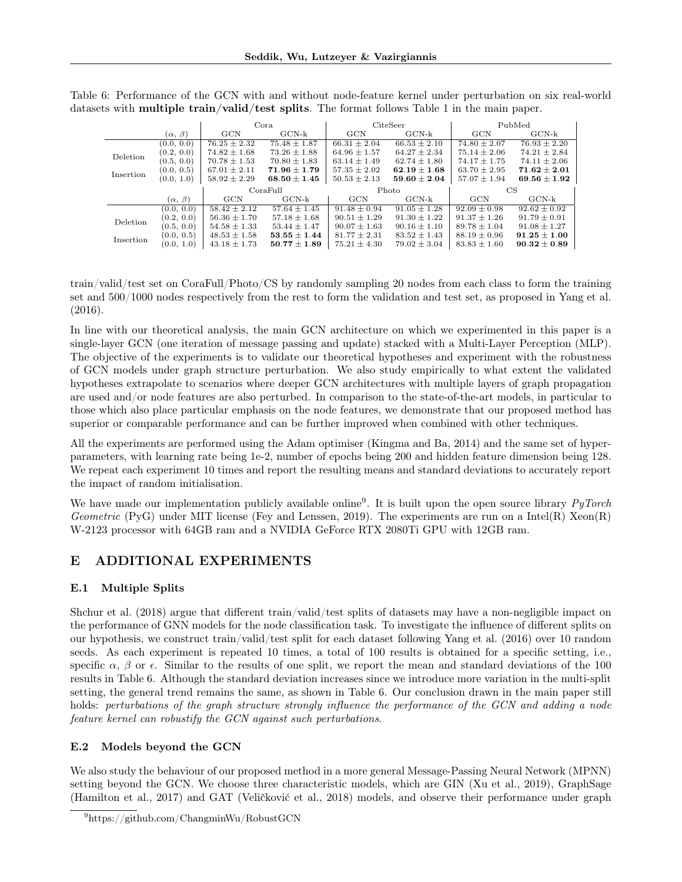Table 6: Performance of the GCN with and without node-feature kernel under perturbation on six real-world datasets with **multiple train/valid/test splits**. The format follows Table 1 in the main paper.

| | $(\alpha, \beta)$ | Cora GCN | Cora GCN-k | CiteSeer GCN | CiteSeer GCN-k | PubMed GCN | PubMed GCN-k |
|---|---|---|---|---|---|---|---|
| Deletion | (0.0, 0.0) | $76.25 \pm 2.32$ | $75.48 \pm 1.87$ | $66.31 \pm 2.04$ | $66.53 \pm 2.10$ | $74.80 \pm 2.07$ | $76.93 \pm 2.20$ |
| | (0.2, 0.0) | $74.82 \pm 1.68$ | $73.26 \pm 1.88$ | $64.96 \pm 1.57$ | $64.27 \pm 2.34$ | $75.14 \pm 2.06$ | $74.21 \pm 2.84$ |
| | (0.5, 0.0) | $70.78 \pm 1.53$ | $70.80 \pm 1.83$ | $63.14 \pm 1.49$ | $62.74 \pm 1.80$ | $74.17 \pm 1.75$ | $74.11 \pm 2.06$ |
| Insertion | (0.0, 0.5) | $67.01 \pm 2.11$ | $\mathbf{71.96 \pm 1.79}$ | $57.35 \pm 2.02$ | $\mathbf{62.19 \pm 1.68}$ | $63.70 \pm 2.95$ | $\mathbf{71.62 \pm 2.01}$ |
| | (0.0, 1.0) | $58.92 \pm 2.29$ | $\mathbf{68.50 \pm 1.45}$ | $50.53 \pm 2.13$ | $\mathbf{59.60 \pm 2.04}$ | $57.07 \pm 1.94$ | $\mathbf{69.56 \pm 1.92}$ |

| | $(\alpha, \beta)$ | CoraFull GCN | CoraFull GCN-k | Photo GCN | Photo GCN-k | CS GCN | CS GCN-k |
|---|---|---|---|---|---|---|---|
| Deletion | (0.0, 0.0) | $58.42 \pm 2.12$ | $57.64 \pm 1.45$ | $91.48 \pm 0.94$ | $91.05 \pm 1.28$ | $92.09 \pm 0.98$ | $92.62 \pm 0.92$ |
| | (0.2, 0.0) | $56.36 \pm 1.70$ | $57.18 \pm 1.68$ | $90.51 \pm 1.29$ | $91.30 \pm 1.22$ | $91.37 \pm 1.26$ | $91.79 \pm 0.91$ |
| | (0.5, 0.0) | $54.58 \pm 1.33$ | $53.44 \pm 1.47$ | $90.07 \pm 1.63$ | $90.16 \pm 1.10$ | $89.78 \pm 1.04$ | $91.08 \pm 1.27$ |
| Insertion | (0.0, 0.5) | $48.53 \pm 1.58$ | $\mathbf{53.55 \pm 1.44}$ | $81.77 \pm 2.31$ | $83.52 \pm 1.43$ | $88.19 \pm 0.96$ | $\mathbf{91.25 \pm 1.00}$ |
| | (0.0, 1.0) | $43.18 \pm 1.73$ | $\mathbf{50.77 \pm 1.89}$ | $75.21 \pm 4.30$ | $79.02 \pm 3.04$ | $83.83 \pm 1.60$ | $\mathbf{90.32 \pm 0.89}$ |

train/valid/test set on CoraFull/Photo/CS by randomly sampling 20 nodes from each class to form the training set and 500/1000 nodes respectively from the rest to form the validation and test set, as proposed in Yang et al. (2016).

In line with our theoretical analysis, the main GCN architecture on which we experimented in this paper is a single-layer GCN (one iteration of message passing and update) stacked with a Multi-Layer Perception (MLP). The objective of the experiments is to validate our theoretical hypotheses and experiment with the robustness of GCN models under graph structure perturbation. We also study empirically to what extent the validated hypotheses extrapolate to scenarios where deeper GCN architectures with multiple layers of graph propagation are used and/or node features are also perturbed. In comparison to the state-of-the-art models, in particular to those which also place particular emphasis on the node features, we demonstrate that our proposed method has superior or comparable performance and can be further improved when combined with other techniques.

All the experiments are performed using the Adam optimiser (Kingma and Ba, 2014) and the same set of hyper-parameters, with learning rate being 1e-2, number of epochs being 200 and hidden feature dimension being 128. We repeat each experiment 10 times and report the resulting means and standard deviations to accurately report the impact of random initialisation.

We have made our implementation publicly available online[9]. It is built upon the open source library *PyTorch Geometric* (PyG) under MIT license (Fey and Lenssen, 2019). The experiments are run on a Intel(R) Xeon(R) W-2123 processor with 64GB ram and a NVIDIA GeForce RTX 2080Ti GPU with 12GB ram.

# E ADDITIONAL EXPERIMENTS

## E.1 Multiple Splits

Shchur et al. (2018) argue that different train/valid/test splits of datasets may have a non-negligible impact on the performance of GNN models for the node classification task. To investigate the influence of different splits on our hypothesis, we construct train/valid/test split for each dataset following Yang et al. (2016) over 10 random seeds. As each experiment is repeated 10 times, a total of 100 results is obtained for a specific setting, i.e., specific $\alpha$, $\beta$ or $\epsilon$. Similar to the results of one split, we report the mean and standard deviations of the 100 results in Table 6. Although the standard deviation increases since we introduce more variation in the multi-split setting, the general trend remains the same, as shown in Table 6. Our conclusion drawn in the main paper still holds: *perturbations of the graph structure strongly influence the performance of the GCN and adding a node feature kernel can robustify the GCN against such perturbations*.

## E.2 Models beyond the GCN

We also study the behaviour of our proposed method in a more general Message-Passing Neural Network (MPNN) setting beyond the GCN. We choose three characteristic models, which are GIN (Xu et al., 2019), GraphSage (Hamilton et al., 2017) and GAT (Veličković et al., 2018) models, and observe their performance under graph

[9] https://github.com/ChangminWu/RobustGCN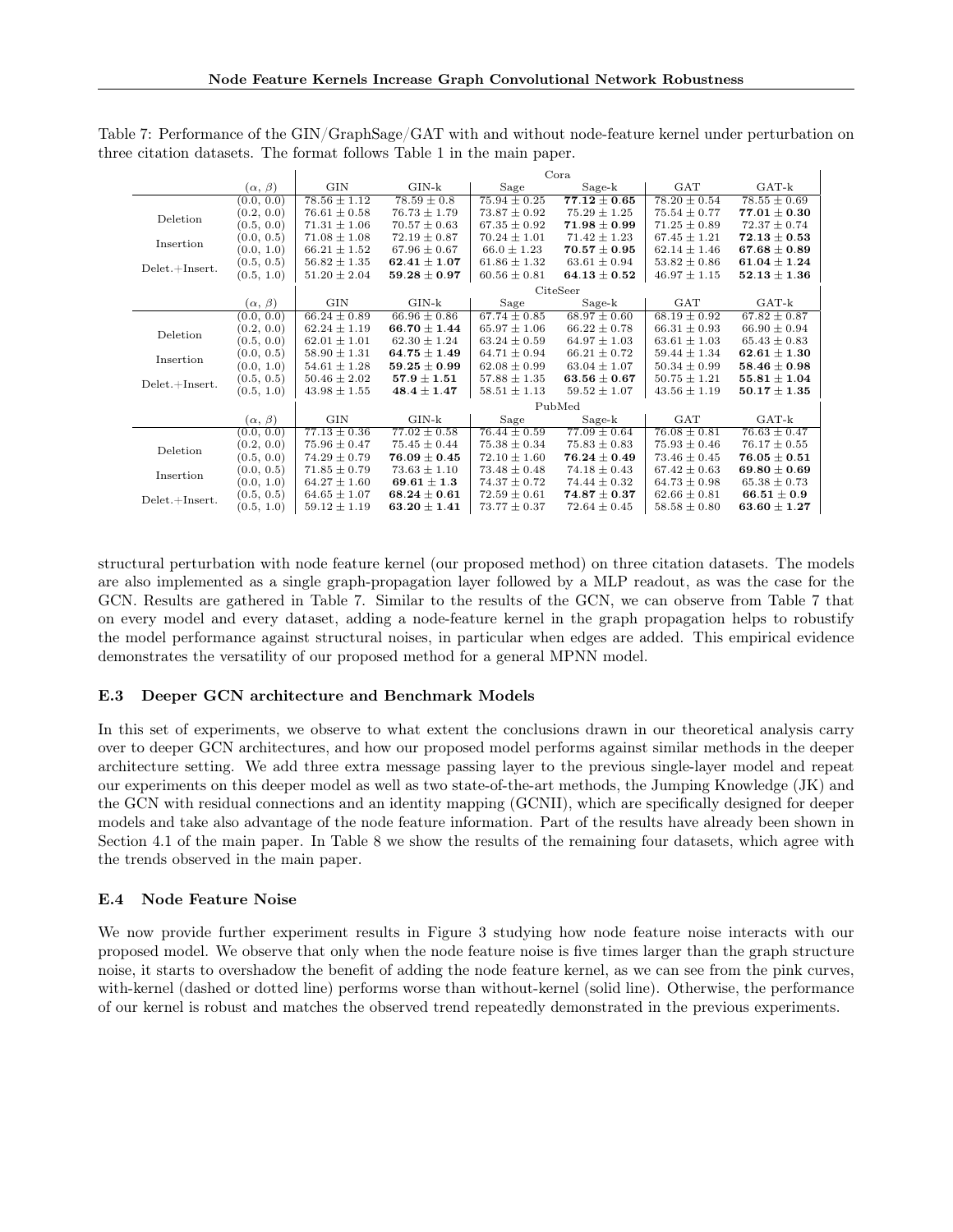Table 7: Performance of the GIN/GraphSage/GAT with and without node-feature kernel under perturbation on three citation datasets. The format follows Table 1 in the main paper.

| | | Cora | | | | | |
|---|---|---|---|---|---|---|---|
| | ($\alpha$, $\beta$) | GIN | GIN-k | Sage | Sage-k | GAT | GAT-k |
| | (0.0, 0.0) | $78.56 \pm 1.12$ | $78.59 \pm 0.8$ | $75.94 \pm 0.25$ | $\mathbf{77.12 \pm 0.65}$ | $78.20 \pm 0.54$ | $78.55 \pm 0.69$ |
| Deletion | (0.2, 0.0) | $76.61 \pm 0.58$ | $76.73 \pm 1.79$ | $73.87 \pm 0.92$ | $75.29 \pm 1.25$ | $75.54 \pm 0.77$ | $\mathbf{77.01 \pm 0.30}$ |
| | (0.5, 0.0) | $71.31 \pm 1.06$ | $70.57 \pm 0.63$ | $67.35 \pm 0.92$ | $\mathbf{71.98 \pm 0.99}$ | $71.25 \pm 0.89$ | $72.37 \pm 0.74$ |
| Insertion | (0.0, 0.5) | $71.08 \pm 1.08$ | $72.19 \pm 0.87$ | $70.24 \pm 1.01$ | $71.42 \pm 1.23$ | $67.45 \pm 1.21$ | $\mathbf{72.13 \pm 0.53}$ |
| | (0.0, 1.0) | $66.21 \pm 1.52$ | $67.96 \pm 0.67$ | $66.0 \pm 1.23$ | $\mathbf{70.57 \pm 0.95}$ | $62.14 \pm 1.46$ | $\mathbf{67.68 \pm 0.89}$ |
| Delet.+Insert. | (0.5, 0.5) | $56.82 \pm 1.35$ | $\mathbf{62.41 \pm 1.07}$ | $61.86 \pm 1.32$ | $63.61 \pm 0.94$ | $53.82 \pm 0.86$ | $\mathbf{61.04 \pm 1.24}$ |
| | (0.5, 1.0) | $51.20 \pm 2.04$ | $\mathbf{59.28 \pm 0.97}$ | $60.56 \pm 0.81$ | $\mathbf{64.13 \pm 0.52}$ | $46.97 \pm 1.15$ | $\mathbf{52.13 \pm 1.36}$ |
| | | CiteSeer | | | | | |
| | ($\alpha$, $\beta$) | GIN | GIN-k | Sage | Sage-k | GAT | GAT-k |
| | (0.0, 0.0) | $66.24 \pm 0.89$ | $66.96 \pm 0.86$ | $67.74 \pm 0.85$ | $68.97 \pm 0.60$ | $68.19 \pm 0.92$ | $67.82 \pm 0.87$ |
| Deletion | (0.2, 0.0) | $62.24 \pm 1.19$ | $\mathbf{66.70 \pm 1.44}$ | $65.97 \pm 1.06$ | $66.22 \pm 0.78$ | $66.31 \pm 0.93$ | $66.90 \pm 0.94$ |
| | (0.5, 0.0) | $62.01 \pm 1.01$ | $62.30 \pm 1.24$ | $63.24 \pm 0.59$ | $64.97 \pm 1.03$ | $63.61 \pm 1.03$ | $65.43 \pm 0.83$ |
| Insertion | (0.0, 0.5) | $58.90 \pm 1.31$ | $\mathbf{64.75 \pm 1.49}$ | $64.71 \pm 0.94$ | $66.21 \pm 0.72$ | $59.44 \pm 1.34$ | $\mathbf{62.61 \pm 1.30}$ |
| | (0.0, 1.0) | $54.61 \pm 1.28$ | $\mathbf{59.25 \pm 0.99}$ | $62.08 \pm 0.99$ | $63.04 \pm 1.07$ | $50.34 \pm 0.99$ | $\mathbf{58.46 \pm 0.98}$ |
| Delet.+Insert. | (0.5, 0.5) | $50.46 \pm 2.02$ | $\mathbf{57.9 \pm 1.51}$ | $57.88 \pm 1.35$ | $\mathbf{63.56 \pm 0.67}$ | $50.75 \pm 1.21$ | $\mathbf{55.81 \pm 1.04}$ |
| | (0.5, 1.0) | $43.98 \pm 1.55$ | $\mathbf{48.4 \pm 1.47}$ | $58.51 \pm 1.13$ | $59.52 \pm 1.07$ | $43.56 \pm 1.19$ | $\mathbf{50.17 \pm 1.35}$ |
| | | PubMed | | | | | |
| | ($\alpha$, $\beta$) | GIN | GIN-k | Sage | Sage-k | GAT | GAT-k |
| | (0.0, 0.0) | $77.13 \pm 0.36$ | $77.02 \pm 0.58$ | $76.44 \pm 0.59$ | $77.09 \pm 0.64$ | $76.08 \pm 0.81$ | $76.63 \pm 0.47$ |
| Deletion | (0.2, 0.0) | $75.96 \pm 0.47$ | $75.45 \pm 0.44$ | $75.38 \pm 0.34$ | $75.83 \pm 0.83$ | $75.93 \pm 0.46$ | $76.17 \pm 0.55$ |
| | (0.5, 0.0) | $74.29 \pm 0.79$ | $\mathbf{76.09 \pm 0.45}$ | $72.10 \pm 1.60$ | $\mathbf{76.24 \pm 0.49}$ | $73.46 \pm 0.45$ | $\mathbf{76.05 \pm 0.51}$ |
| Insertion | (0.0, 0.5) | $71.85 \pm 0.79$ | $73.63 \pm 1.10$ | $73.48 \pm 0.48$ | $74.18 \pm 0.43$ | $67.42 \pm 0.63$ | $\mathbf{69.80 \pm 0.69}$ |
| | (0.0, 1.0) | $64.27 \pm 1.60$ | $\mathbf{69.61 \pm 1.3}$ | $74.37 \pm 0.72$ | $74.44 \pm 0.32$ | $64.73 \pm 0.98$ | $65.38 \pm 0.73$ |
| Delet.+Insert. | (0.5, 0.5) | $64.65 \pm 1.07$ | $\mathbf{68.24 \pm 0.61}$ | $72.59 \pm 0.61$ | $\mathbf{74.87 \pm 0.37}$ | $62.66 \pm 0.81$ | $\mathbf{66.51 \pm 0.9}$ |
| | (0.5, 1.0) | $59.12 \pm 1.19$ | $\mathbf{63.20 \pm 1.41}$ | $73.77 \pm 0.37$ | $72.64 \pm 0.45$ | $58.58 \pm 0.80$ | $\mathbf{63.60 \pm 1.27}$ |

structural perturbation with node feature kernel (our proposed method) on three citation datasets. The models are also implemented as a single graph-propagation layer followed by a MLP readout, as was the case for the GCN. Results are gathered in Table 7. Similar to the results of the GCN, we can observe from Table 7 that on every model and every dataset, adding a node-feature kernel in the graph propagation helps to robustify the model performance against structural noises, in particular when edges are added. This empirical evidence demonstrates the versatility of our proposed method for a general MPNN model.

### E.3 Deeper GCN architecture and Benchmark Models

In this set of experiments, we observe to what extent the conclusions drawn in our theoretical analysis carry over to deeper GCN architectures, and how our proposed model performs against similar methods in the deeper architecture setting. We add three extra message passing layer to the previous single-layer model and repeat our experiments on this deeper model as well as two state-of-the-art methods, the Jumping Knowledge (JK) and the GCN with residual connections and an identity mapping (GCNII), which are specifically designed for deeper models and take also advantage of the node feature information. Part of the results have already been shown in Section 4.1 of the main paper. In Table 8 we show the results of the remaining four datasets, which agree with the trends observed in the main paper.

### E.4 Node Feature Noise

We now provide further experiment results in Figure 3 studying how node feature noise interacts with our proposed model. We observe that only when the node feature noise is five times larger than the graph structure noise, it starts to overshadow the benefit of adding the node feature kernel, as we can see from the pink curves, with-kernel (dashed or dotted line) performs worse than without-kernel (solid line). Otherwise, the performance of our kernel is robust and matches the observed trend repeatedly demonstrated in the previous experiments.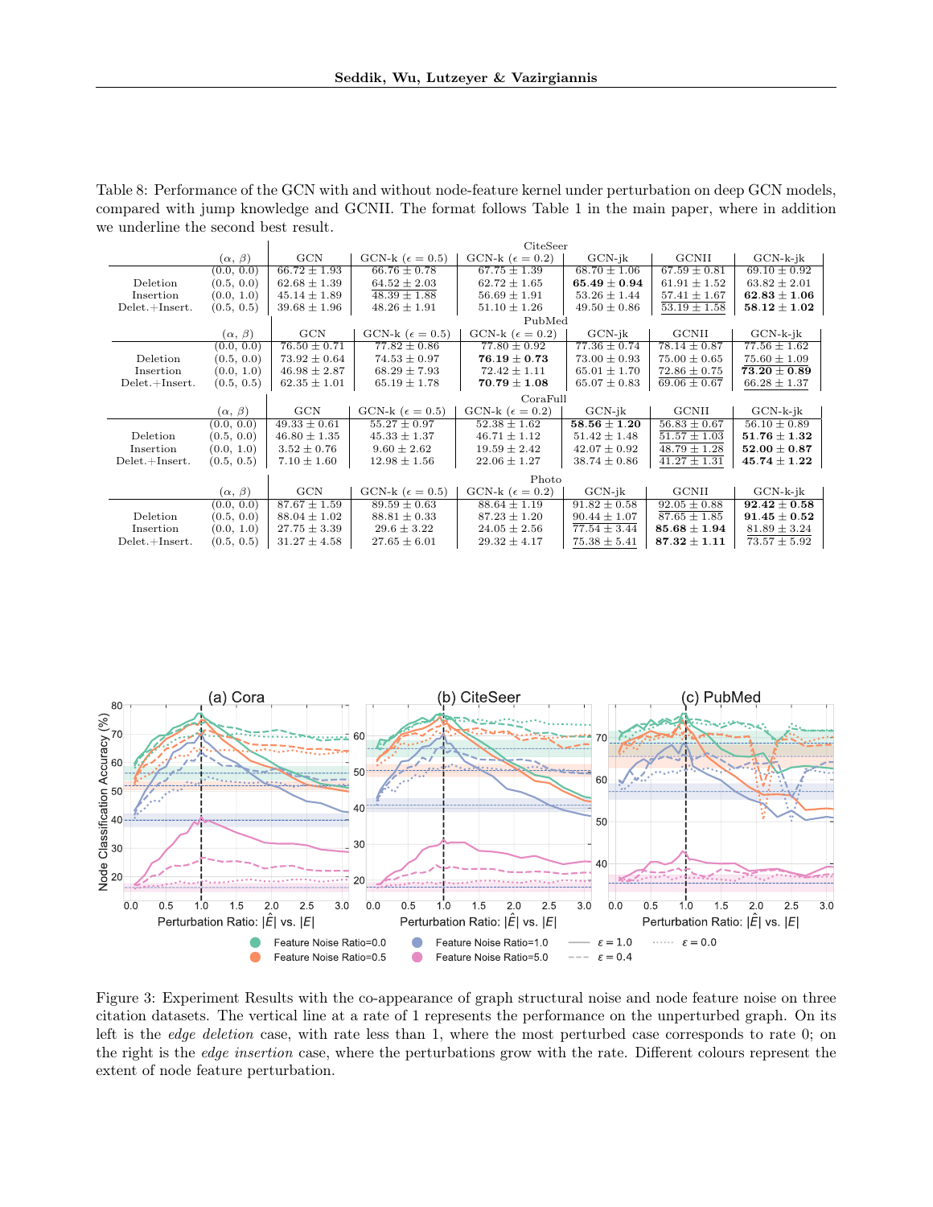Table 8: Performance of the GCN with and without node-feature kernel under perturbation on deep GCN models, compared with jump knowledge and GCNII. The format follows Table 1 in the main paper, where in addition we underline the second best result.

| | $(\alpha, \beta)$ | GCN | GCN-k ($\epsilon = 0.5$) | GCN-k ($\epsilon = 0.2$) | GCN-jk | GCNII | GCN-k-jk |
|---|---|---|---|---|---|---|---|
| **CiteSeer** | | | | | | | |
| | (0.0, 0.0) | 66.72 ± 1.93 | 66.76 ± 0.78 | 67.75 ± 1.39 | 68.70 ± 1.06 | 67.59 ± 0.81 | 69.10 ± 0.92 |
| Deletion | (0.5, 0.0) | 62.68 ± 1.39 | 64.52 ± 2.03 | 62.72 ± 1.65 | **65.49 ± 0.94** | 61.91 ± 1.52 | 63.82 ± 2.01 |
| Insertion | (0.0, 1.0) | 45.14 ± 1.89 | 48.39 ± 1.88 | 56.69 ± 1.91 | 53.26 ± 1.44 | 57.41 ± 1.67 | **62.83 ± 1.06** |
| Delet.+Insert. | (0.5, 0.5) | 39.68 ± 1.96 | 48.26 ± 1.91 | 51.10 ± 1.26 | 49.50 ± 0.86 | 53.19 ± 1.58 | **58.12 ± 1.02** |
| **PubMed** | | | | | | | |
| | (0.0, 0.0) | 76.50 ± 0.71 | 77.82 ± 0.86 | 77.80 ± 0.92 | 77.36 ± 0.74 | 78.14 ± 0.87 | 77.56 ± 1.62 |
| Deletion | (0.5, 0.0) | 73.92 ± 0.64 | 74.53 ± 0.97 | **76.19 ± 0.73** | 73.00 ± 0.93 | 75.00 ± 0.65 | 75.60 ± 1.09 |
| Insertion | (0.0, 1.0) | 46.98 ± 2.87 | 68.29 ± 7.93 | 72.42 ± 1.11 | 65.01 ± 1.70 | 72.86 ± 0.75 | **73.20 ± 0.89** |
| Delet.+Insert. | (0.5, 0.5) | 62.35 ± 1.01 | 65.19 ± 1.78 | **70.79 ± 1.08** | 65.07 ± 0.83 | 69.06 ± 0.67 | 66.28 ± 1.37 |
| **CoraFull** | | | | | | | |
| | (0.0, 0.0) | 49.33 ± 0.61 | 55.27 ± 0.97 | 52.38 ± 1.62 | **58.56 ± 1.20** | 56.83 ± 0.67 | 56.10 ± 0.89 |
| Deletion | (0.5, 0.0) | 46.80 ± 1.35 | 45.33 ± 1.37 | 46.71 ± 1.12 | 51.42 ± 1.48 | 51.57 ± 1.03 | **51.76 ± 1.32** |
| Insertion | (0.0, 1.0) | 3.52 ± 0.76 | 9.60 ± 2.62 | 19.59 ± 2.42 | 42.07 ± 0.92 | 48.79 ± 1.28 | **52.00 ± 0.87** |
| Delet.+Insert. | (0.5, 0.5) | 7.10 ± 1.60 | 12.98 ± 1.56 | 22.06 ± 1.27 | 38.74 ± 0.86 | 41.27 ± 1.31 | **45.74 ± 1.22** |
| **Photo** | | | | | | | |
| | (0.0, 0.0) | 87.67 ± 1.59 | 89.59 ± 0.63 | 88.64 ± 1.19 | 91.82 ± 0.58 | 92.05 ± 0.88 | **92.42 ± 0.58** |
| Deletion | (0.5, 0.0) | 88.04 ± 1.02 | 88.81 ± 0.33 | 87.23 ± 1.20 | 90.44 ± 1.07 | 87.65 ± 1.85 | **91.45 ± 0.52** |
| Insertion | (0.0, 1.0) | 27.75 ± 3.39 | 29.6 ± 3.22 | 24.05 ± 2.56 | 77.54 ± 3.44 | **85.68 ± 1.94** | 81.89 ± 3.24 |
| Delet.+Insert. | (0.5, 0.5) | 31.27 ± 4.58 | 27.65 ± 6.01 | 29.32 ± 4.17 | 75.38 ± 5.41 | **87.32 ± 1.11** | 73.57 ± 5.92 |

(a) Cora
(b) CiteSeer
(c) PubMed

Node Classification Accuracy (%)

Perturbation Ratio: $|\hat{E}|$ vs. $|E|$

Feature Noise Ratio=0.0
Feature Noise Ratio=0.5
Feature Noise Ratio=1.0
Feature Noise Ratio=5.0
$\epsilon = 1.0$
$\epsilon = 0.4$
$\epsilon = 0.0$

Figure 3: Experiment Results with the co-appearance of graph structural noise and node feature noise on three citation datasets. The vertical line at a rate of 1 represents the performance on the unperturbed graph. On its left is the *edge deletion* case, with rate less than 1, where the most perturbed case corresponds to rate 0; on the right is the *edge insertion* case, where the perturbations grow with the rate. Different colours represent the extent of node feature perturbation.